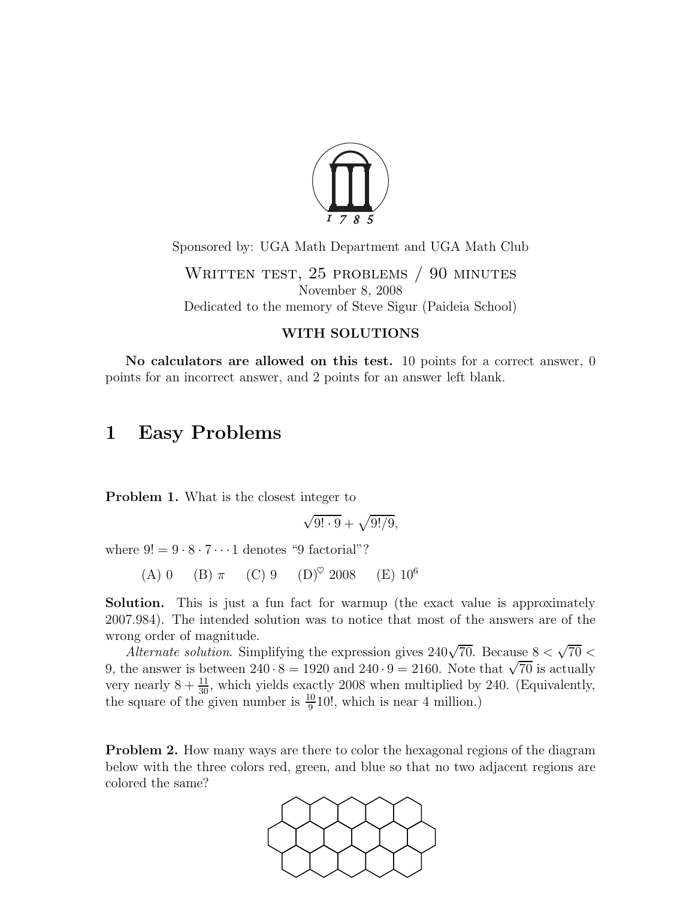Sponsored by: UGA Math Department and UGA Math Club

WRITTEN TEST, 25 PROBLEMS / 90 MINUTES

November 8, 2008

Dedicated to the memory of Steve Sigur (Paideia School)

**WITH SOLUTIONS**

**No calculators are allowed on this test.** 10 points for a correct answer, 0 points for an incorrect answer, and 2 points for an answer left blank.

# 1 Easy Problems

**Problem 1.** What is the closest integer to

$$\sqrt{9! \cdot 9} + \sqrt{9!/9},$$

where $9! = 9 \cdot 8 \cdot 7 \cdots 1$ denotes "9 factorial"?

(A) 0  (B) $\pi$  (C) 9  (D)$^\heartsuit$ 2008  (E) $10^6$

**Solution.** This is just a fun fact for warmup (the exact value is approximately 2007.984). The intended solution was to notice that most of the answers are of the wrong order of magnitude.

*Alternate solution*. Simplifying the expression gives $240\sqrt{70}$. Because $8 < \sqrt{70} < 9$, the answer is between $240 \cdot 8 = 1920$ and $240 \cdot 9 = 2160$. Note that $\sqrt{70}$ is actually very nearly $8 + \frac{11}{30}$, which yields exactly 2008 when multiplied by 240. (Equivalently, the square of the given number is $\frac{10}{9}10!$, which is near 4 million.)

**Problem 2.** How many ways are there to color the hexagonal regions of the diagram below with the three colors red, green, and blue so that no two adjacent regions are colored the same?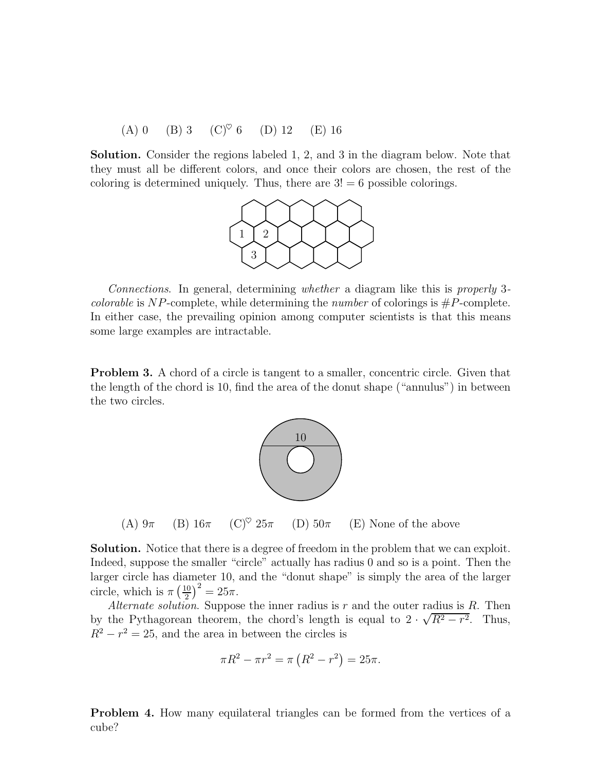(A) 0 (B) 3 (C)$^\heartsuit$ 6 (D) 12 (E) 16

**Solution.** Consider the regions labeled 1, 2, and 3 in the diagram below. Note that they must all be different colors, and once their colors are chosen, the rest of the coloring is determined uniquely. Thus, there are $3! = 6$ possible colorings.

*Connections*. In general, determining *whether* a diagram like this is *properly* 3-*colorable* is $NP$-complete, while determining the *number* of colorings is $\#P$-complete. In either case, the prevailing opinion among computer scientists is that this means some large examples are intractable.

**Problem 3.** A chord of a circle is tangent to a smaller, concentric circle. Given that the length of the chord is 10, find the area of the donut shape ("annulus") in between the two circles.

(A) $9\pi$ (B) $16\pi$ (C)$^\heartsuit$ $25\pi$ (D) $50\pi$ (E) None of the above

**Solution.** Notice that there is a degree of freedom in the problem that we can exploit. Indeed, suppose the smaller "circle" actually has radius 0 and so is a point. Then the larger circle has diameter 10, and the "donut shape" is simply the area of the larger circle, which is $\pi\left(\frac{10}{2}\right)^2 = 25\pi$.

*Alternate solution*. Suppose the inner radius is $r$ and the outer radius is $R$. Then by the Pythagorean theorem, the chord's length is equal to $2 \cdot \sqrt{R^2 - r^2}$. Thus, $R^2 - r^2 = 25$, and the area in between the circles is

$$\pi R^2 - \pi r^2 = \pi\left(R^2 - r^2\right) = 25\pi.$$

**Problem 4.** How many equilateral triangles can be formed from the vertices of a cube?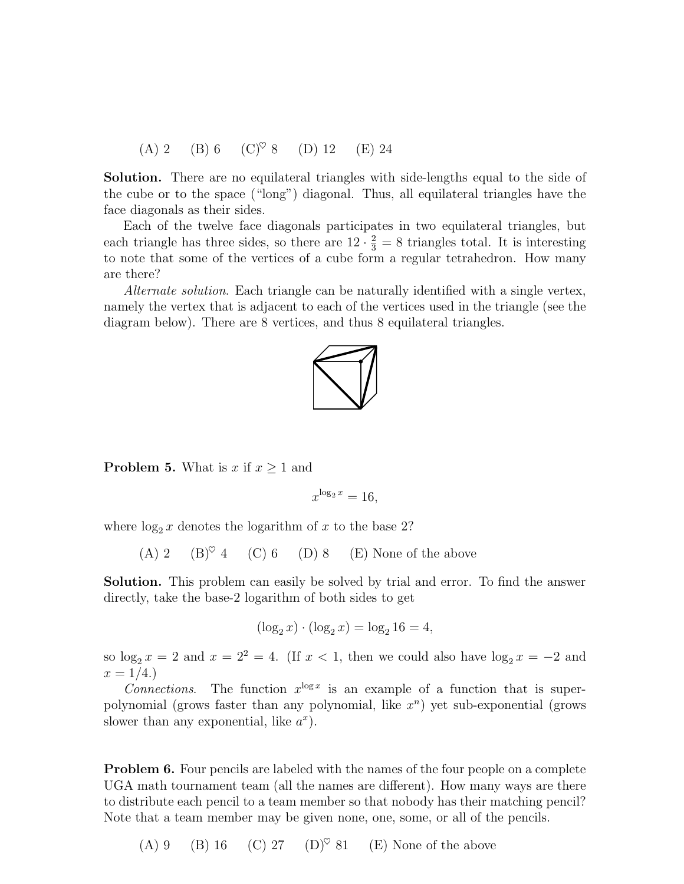(A) 2 (B) 6 (C)$^\heartsuit$ 8 (D) 12 (E) 24

**Solution.** There are no equilateral triangles with side-lengths equal to the side of the cube or to the space ("long") diagonal. Thus, all equilateral triangles have the face diagonals as their sides.

Each of the twelve face diagonals participates in two equilateral triangles, but each triangle has three sides, so there are $12 \cdot \frac{2}{3} = 8$ triangles total. It is interesting to note that some of the vertices of a cube form a regular tetrahedron. How many are there?

*Alternate solution*. Each triangle can be naturally identified with a single vertex, namely the vertex that is adjacent to each of the vertices used in the triangle (see the diagram below). There are 8 vertices, and thus 8 equilateral triangles.

**Problem 5.** What is $x$ if $x \geq 1$ and

$$x^{\log_2 x} = 16,$$

where $\log_2 x$ denotes the logarithm of $x$ to the base 2?

(A) 2 (B)$^\heartsuit$ 4 (C) 6 (D) 8 (E) None of the above

**Solution.** This problem can easily be solved by trial and error. To find the answer directly, take the base-2 logarithm of both sides to get

$$(\log_2 x) \cdot (\log_2 x) = \log_2 16 = 4,$$

so $\log_2 x = 2$ and $x = 2^2 = 4$. (If $x < 1$, then we could also have $\log_2 x = -2$ and $x = 1/4$.)

*Connections*. The function $x^{\log x}$ is an example of a function that is super-polynomial (grows faster than any polynomial, like $x^n$) yet sub-exponential (grows slower than any exponential, like $a^x$).

**Problem 6.** Four pencils are labeled with the names of the four people on a complete UGA math tournament team (all the names are different). How many ways are there to distribute each pencil to a team member so that nobody has their matching pencil? Note that a team member may be given none, one, some, or all of the pencils.

(A) 9 (B) 16 (C) 27 (D)$^\heartsuit$ 81 (E) None of the above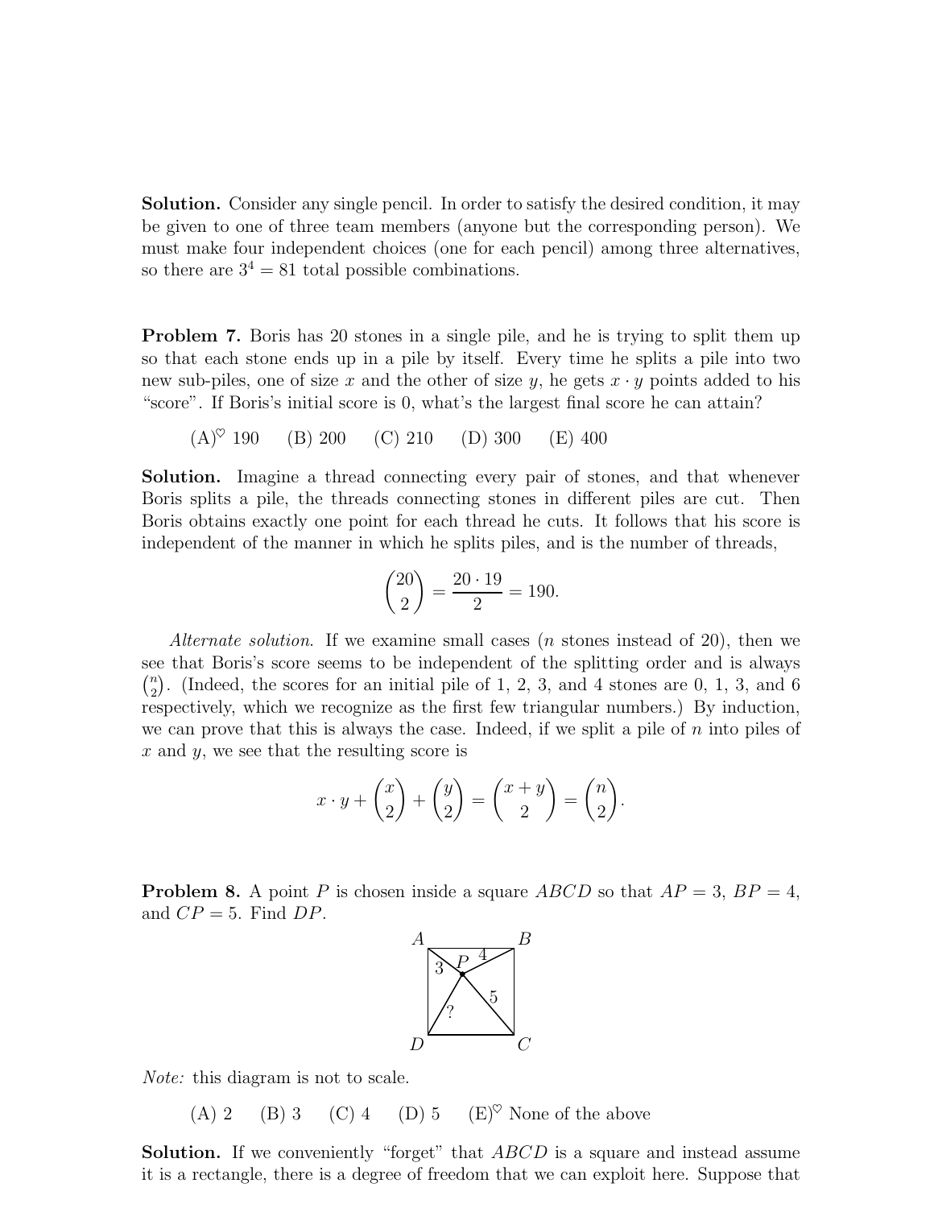**Solution.** Consider any single pencil. In order to satisfy the desired condition, it may be given to one of three team members (anyone but the corresponding person). We must make four independent choices (one for each pencil) among three alternatives, so there are $3^4 = 81$ total possible combinations.

**Problem 7.** Boris has 20 stones in a single pile, and he is trying to split them up so that each stone ends up in a pile by itself. Every time he splits a pile into two new sub-piles, one of size $x$ and the other of size $y$, he gets $x \cdot y$ points added to his "score". If Boris's initial score is 0, what's the largest final score he can attain?

(A)$^\heartsuit$ 190 (B) 200 (C) 210 (D) 300 (E) 400

**Solution.** Imagine a thread connecting every pair of stones, and that whenever Boris splits a pile, the threads connecting stones in different piles are cut. Then Boris obtains exactly one point for each thread he cuts. It follows that his score is independent of the manner in which he splits piles, and is the number of threads,

$$\binom{20}{2} = \frac{20 \cdot 19}{2} = 190.$$

*Alternate solution.* If we examine small cases ($n$ stones instead of 20), then we see that Boris's score seems to be independent of the splitting order and is always $\binom{n}{2}$. (Indeed, the scores for an initial pile of 1, 2, 3, and 4 stones are 0, 1, 3, and 6 respectively, which we recognize as the first few triangular numbers.) By induction, we can prove that this is always the case. Indeed, if we split a pile of $n$ into piles of $x$ and $y$, we see that the resulting score is

$$x \cdot y + \binom{x}{2} + \binom{y}{2} = \binom{x+y}{2} = \binom{n}{2}.$$

**Problem 8.** A point $P$ is chosen inside a square $ABCD$ so that $AP = 3$, $BP = 4$, and $CP = 5$. Find $DP$.

*Note:* this diagram is not to scale.

(A) 2 (B) 3 (C) 4 (D) 5 (E)$^\heartsuit$ None of the above

**Solution.** If we conveniently "forget" that $ABCD$ is a square and instead assume it is a rectangle, there is a degree of freedom that we can exploit here. Suppose that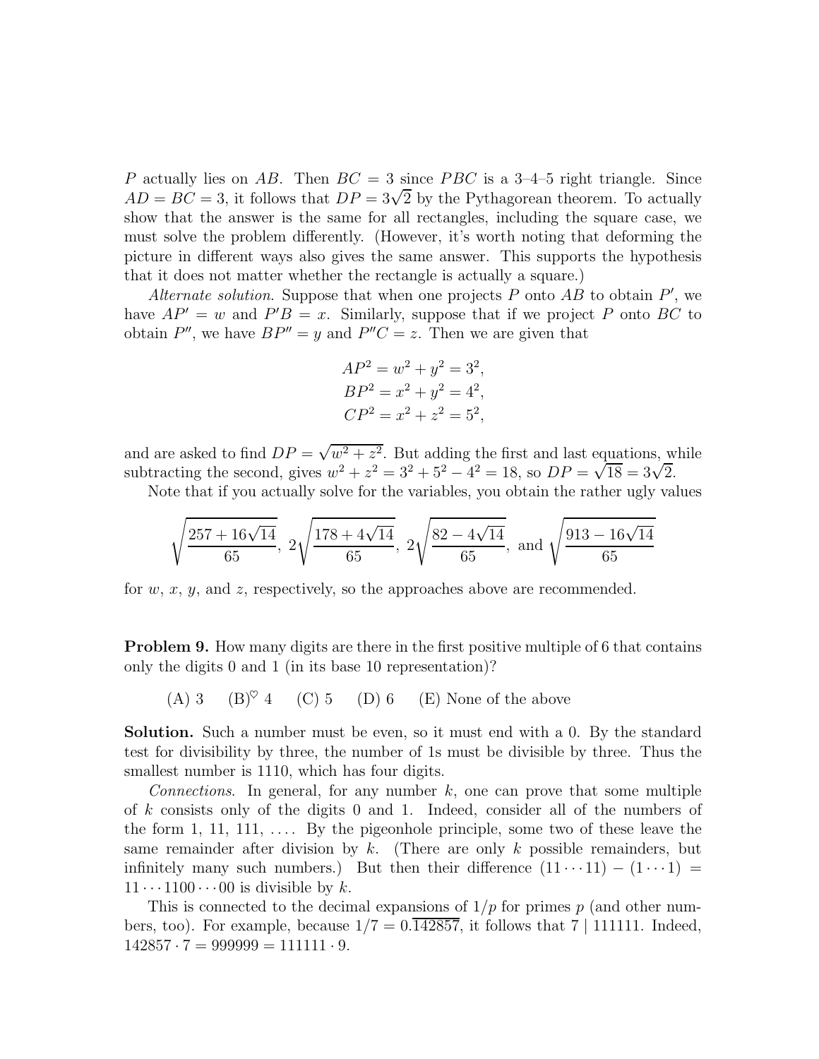$P$ actually lies on $AB$. Then $BC = 3$ since $PBC$ is a 3–4–5 right triangle. Since $AD = BC = 3$, it follows that $DP = 3\sqrt{2}$ by the Pythagorean theorem. To actually show that the answer is the same for all rectangles, including the square case, we must solve the problem differently. (However, it's worth noting that deforming the picture in different ways also gives the same answer. This supports the hypothesis that it does not matter whether the rectangle is actually a square.)

*Alternate solution.* Suppose that when one projects $P$ onto $AB$ to obtain $P'$, we have $AP' = w$ and $P'B = x$. Similarly, suppose that if we project $P$ onto $BC$ to obtain $P''$, we have $BP'' = y$ and $P''C = z$. Then we are given that

$$AP^2 = w^2 + y^2 = 3^2,$$
$$BP^2 = x^2 + y^2 = 4^2,$$
$$CP^2 = x^2 + z^2 = 5^2,$$

and are asked to find $DP = \sqrt{w^2 + z^2}$. But adding the first and last equations, while subtracting the second, gives $w^2 + z^2 = 3^2 + 5^2 - 4^2 = 18$, so $DP = \sqrt{18} = 3\sqrt{2}$.

Note that if you actually solve for the variables, you obtain the rather ugly values

$$\sqrt{\frac{257 + 16\sqrt{14}}{65}},\ 2\sqrt{\frac{178 + 4\sqrt{14}}{65}},\ 2\sqrt{\frac{82 - 4\sqrt{14}}{65}},\ \text{and}\ \sqrt{\frac{913 - 16\sqrt{14}}{65}}$$

for $w$, $x$, $y$, and $z$, respectively, so the approaches above are recommended.

**Problem 9.** How many digits are there in the first positive multiple of 6 that contains only the digits 0 and 1 (in its base 10 representation)?

(A) 3 (B)$^\heartsuit$ 4 (C) 5 (D) 6 (E) None of the above

**Solution.** Such a number must be even, so it must end with a 0. By the standard test for divisibility by three, the number of 1s must be divisible by three. Thus the smallest number is 1110, which has four digits.

*Connections.* In general, for any number $k$, one can prove that some multiple of $k$ consists only of the digits 0 and 1. Indeed, consider all of the numbers of the form 1, 11, 111, .... By the pigeonhole principle, some two of these leave the same remainder after division by $k$. (There are only $k$ possible remainders, but infinitely many such numbers.) But then their difference $(11\cdots11) - (1\cdots1) = 11\cdots1100\cdots00$ is divisible by $k$.

This is connected to the decimal expansions of $1/p$ for primes $p$ (and other numbers, too). For example, because $1/7 = 0.\overline{142857}$, it follows that $7 \mid 111111$. Indeed, $142857 \cdot 7 = 999999 = 111111 \cdot 9$.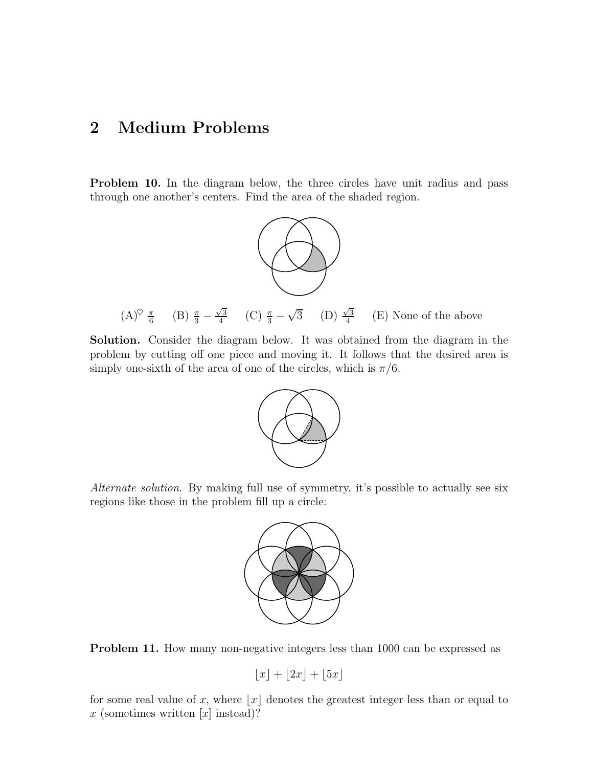## 2 Medium Problems

**Problem 10.** In the diagram below, the three circles have unit radius and pass through one another's centers. Find the area of the shaded region.

(A)$^\heartsuit$ $\frac{\pi}{6}$ (B) $\frac{\pi}{3} - \frac{\sqrt{3}}{4}$ (C) $\frac{\pi}{3} - \sqrt{3}$ (D) $\frac{\sqrt{3}}{4}$ (E) None of the above

**Solution.** Consider the diagram below. It was obtained from the diagram in the problem by cutting off one piece and moving it. It follows that the desired area is simply one-sixth of the area of one of the circles, which is $\pi/6$.

*Alternate solution.* By making full use of symmetry, it's possible to actually see six regions like those in the problem fill up a circle:

**Problem 11.** How many non-negative integers less than 1000 can be expressed as

$$\lfloor x \rfloor + \lfloor 2x \rfloor + \lfloor 5x \rfloor$$

for some real value of $x$, where $\lfloor x \rfloor$ denotes the greatest integer less than or equal to $x$ (sometimes written $[x]$ instead)?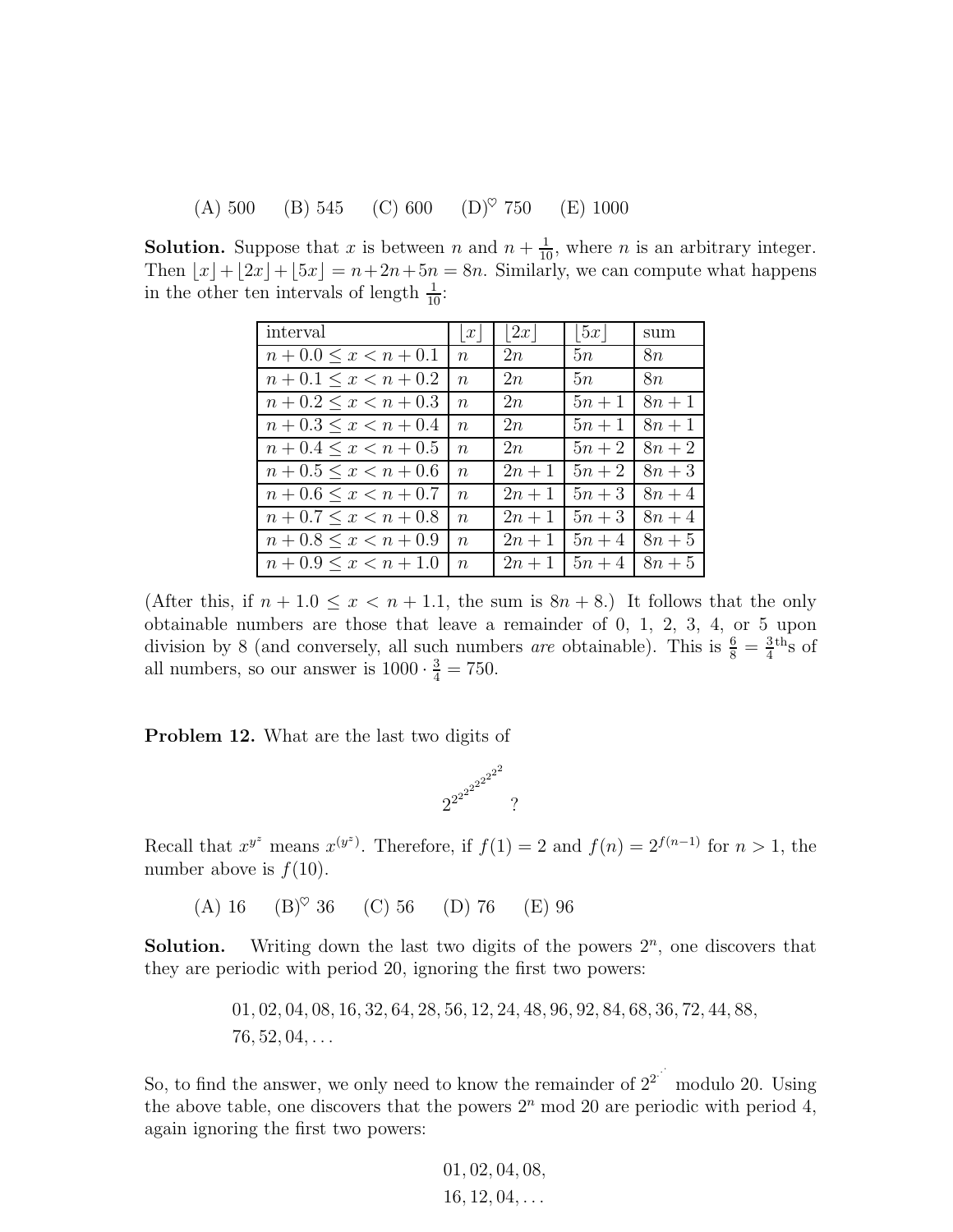(A) 500 (B) 545 (C) 600 (D)$^\heartsuit$ 750 (E) 1000

**Solution.** Suppose that $x$ is between $n$ and $n + \frac{1}{10}$, where $n$ is an arbitrary integer. Then $\lfloor x \rfloor + \lfloor 2x \rfloor + \lfloor 5x \rfloor = n + 2n + 5n = 8n$. Similarly, we can compute what happens in the other ten intervals of length $\frac{1}{10}$:

| interval | $\lfloor x \rfloor$ | $\lfloor 2x \rfloor$ | $\lfloor 5x \rfloor$ | sum |
|---|---|---|---|---|
| $n + 0.0 \le x < n + 0.1$ | $n$ | $2n$ | $5n$ | $8n$ |
| $n + 0.1 \le x < n + 0.2$ | $n$ | $2n$ | $5n$ | $8n$ |
| $n + 0.2 \le x < n + 0.3$ | $n$ | $2n$ | $5n+1$ | $8n+1$ |
| $n + 0.3 \le x < n + 0.4$ | $n$ | $2n$ | $5n+1$ | $8n+1$ |
| $n + 0.4 \le x < n + 0.5$ | $n$ | $2n$ | $5n+2$ | $8n+2$ |
| $n + 0.5 \le x < n + 0.6$ | $n$ | $2n+1$ | $5n+2$ | $8n+3$ |
| $n + 0.6 \le x < n + 0.7$ | $n$ | $2n+1$ | $5n+3$ | $8n+4$ |
| $n + 0.7 \le x < n + 0.8$ | $n$ | $2n+1$ | $5n+3$ | $8n+4$ |
| $n + 0.8 \le x < n + 0.9$ | $n$ | $2n+1$ | $5n+4$ | $8n+5$ |
| $n + 0.9 \le x < n + 1.0$ | $n$ | $2n+1$ | $5n+4$ | $8n+5$ |

(After this, if $n + 1.0 \le x < n + 1.1$, the sum is $8n + 8$.) It follows that the only obtainable numbers are those that leave a remainder of 0, 1, 2, 3, 4, or 5 upon division by 8 (and conversely, all such numbers *are* obtainable). This is $\frac{6}{8} = \frac{3}{4}^{\text{th}}$s of all numbers, so our answer is $1000 \cdot \frac{3}{4} = 750$.

**Problem 12.** What are the last two digits of

$$2^{2^{2^{2^{2^{2^{2^{2^{2^{2}}}}}}}}}?$$

Recall that $x^{y^z}$ means $x^{(y^z)}$. Therefore, if $f(1) = 2$ and $f(n) = 2^{f(n-1)}$ for $n > 1$, the number above is $f(10)$.

(A) 16 (B)$^\heartsuit$ 36 (C) 56 (D) 76 (E) 96

**Solution.** Writing down the last two digits of the powers $2^n$, one discovers that they are periodic with period 20, ignoring the first two powers:

$$01, 02, 04, 08, 16, 32, 64, 28, 56, 12, 24, 48, 96, 92, 84, 68, 36, 72, 44, 88,$$
$$76, 52, 04, \ldots$$

So, to find the answer, we only need to know the remainder of $2^{2^{\cdot^{\cdot^{\cdot}}}}$ modulo 20. Using the above table, one discovers that the powers $2^n$ mod 20 are periodic with period 4, again ignoring the first two powers:

$$01, 02, 04, 08,$$
$$16, 12, 04, \ldots$$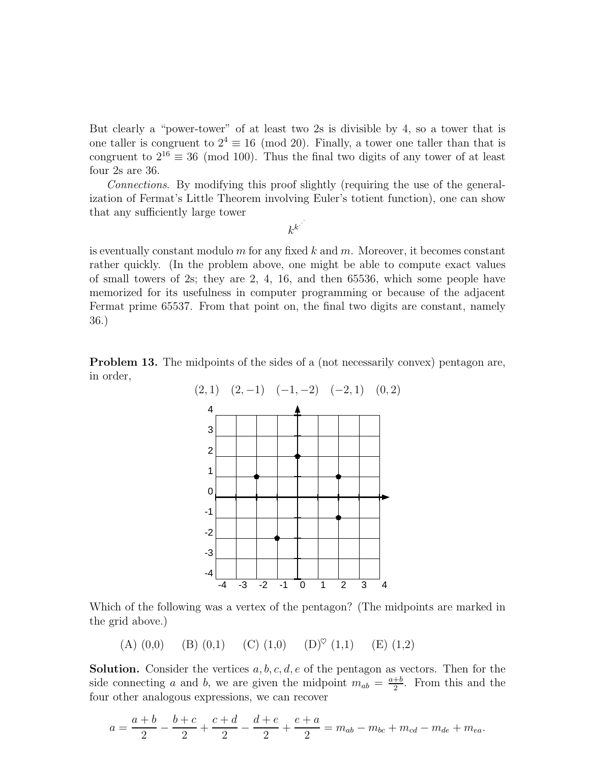But clearly a "power-tower" of at least two 2s is divisible by 4, so a tower that is one taller is congruent to $2^4 \equiv 16 \pmod{20}$. Finally, a tower one taller than that is congruent to $2^{16} \equiv 36 \pmod{100}$. Thus the final two digits of any tower of at least four 2s are 36.

*Connections*. By modifying this proof slightly (requiring the use of the generalization of Fermat's Little Theorem involving Euler's totient function), one can show that any sufficiently large tower

$$k^{k^{\cdot^{\cdot^{\cdot}}}}$$

is eventually constant modulo $m$ for any fixed $k$ and $m$. Moreover, it becomes constant rather quickly. (In the problem above, one might be able to compute exact values of small towers of 2s; they are 2, 4, 16, and then 65536, which some people have memorized for its usefulness in computer programming or because of the adjacent Fermat prime 65537. From that point on, the final two digits are constant, namely 36.)

**Problem 13.** The midpoints of the sides of a (not necessarily convex) pentagon are, in order,

$$(2, 1) \quad (2, -1) \quad (-1, -2) \quad (-2, 1) \quad (0, 2)$$

Which of the following was a vertex of the pentagon? (The midpoints are marked in the grid above.)

(A) (0,0) (B) (0,1) (C) (1,0) (D)$^\heartsuit$ (1,1) (E) (1,2)

**Solution.** Consider the vertices $a, b, c, d, e$ of the pentagon as vectors. Then for the side connecting $a$ and $b$, we are given the midpoint $m_{ab} = \frac{a+b}{2}$. From this and the four other analogous expressions, we can recover

$$a = \frac{a+b}{2} - \frac{b+c}{2} + \frac{c+d}{2} - \frac{d+e}{2} + \frac{e+a}{2} = m_{ab} - m_{bc} + m_{cd} - m_{de} + m_{ea}.$$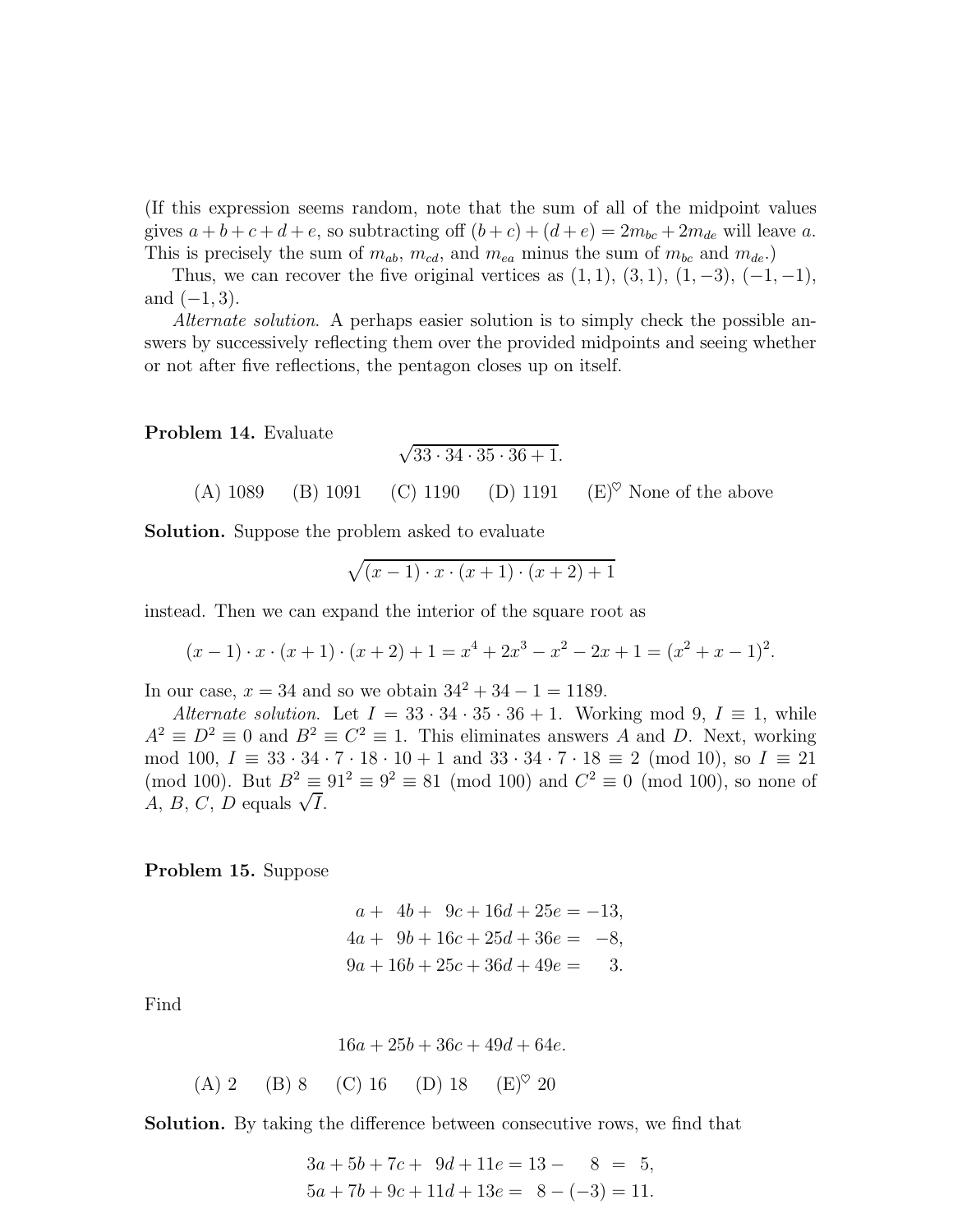(If this expression seems random, note that the sum of all of the midpoint values gives $a+b+c+d+e$, so subtracting off $(b+c)+(d+e) = 2m_{bc} + 2m_{de}$ will leave $a$. This is precisely the sum of $m_{ab}$, $m_{cd}$, and $m_{ea}$ minus the sum of $m_{bc}$ and $m_{de}$.)

Thus, we can recover the five original vertices as $(1,1)$, $(3,1)$, $(1,-3)$, $(-1,-1)$, and $(-1,3)$.

*Alternate solution.* A perhaps easier solution is to simply check the possible answers by successively reflecting them over the provided midpoints and seeing whether or not after five reflections, the pentagon closes up on itself.

**Problem 14.** Evaluate

$$\sqrt{33 \cdot 34 \cdot 35 \cdot 36 + 1}.$$

(A) 1089 (B) 1091 (C) 1190 (D) 1191 (E)$^\heartsuit$ None of the above

**Solution.** Suppose the problem asked to evaluate

$$\sqrt{(x-1) \cdot x \cdot (x+1) \cdot (x+2) + 1}$$

instead. Then we can expand the interior of the square root as

$$(x-1) \cdot x \cdot (x+1) \cdot (x+2) + 1 = x^4 + 2x^3 - x^2 - 2x + 1 = (x^2 + x - 1)^2.$$

In our case, $x = 34$ and so we obtain $34^2 + 34 - 1 = 1189$.

*Alternate solution.* Let $I = 33 \cdot 34 \cdot 35 \cdot 36 + 1$. Working mod 9, $I \equiv 1$, while $A^2 \equiv D^2 \equiv 0$ and $B^2 \equiv C^2 \equiv 1$. This eliminates answers $A$ and $D$. Next, working mod 100, $I \equiv 33 \cdot 34 \cdot 7 \cdot 18 \cdot 10 + 1$ and $33 \cdot 34 \cdot 7 \cdot 18 \equiv 2 \pmod{10}$, so $I \equiv 21 \pmod{100}$. But $B^2 \equiv 91^2 \equiv 9^2 \equiv 81 \pmod{100}$ and $C^2 \equiv 0 \pmod{100}$, so none of $A$, $B$, $C$, $D$ equals $\sqrt{I}$.

**Problem 15.** Suppose

$$\begin{aligned}
a + \phantom{0}4b + \phantom{0}9c + 16d + 25e &= -13,\\
4a + \phantom{0}9b + 16c + 25d + 36e &= \phantom{0}-8,\\
9a + 16b + 25c + 36d + 49e &= \phantom{-1}3.
\end{aligned}$$

Find

$$16a + 25b + 36c + 49d + 64e.$$

(A) 2 (B) 8 (C) 16 (D) 18 (E)$^\heartsuit$ 20

**Solution.** By taking the difference between consecutive rows, we find that

$$\begin{aligned}
3a + 5b + 7c + \phantom{0}9d + 11e &= 13 - \phantom{(-}8\phantom{)} = \phantom{1}5,\\
5a + 7b + 9c + 11d + 13e &= \phantom{1}8 - (-3) = 11.
\end{aligned}$$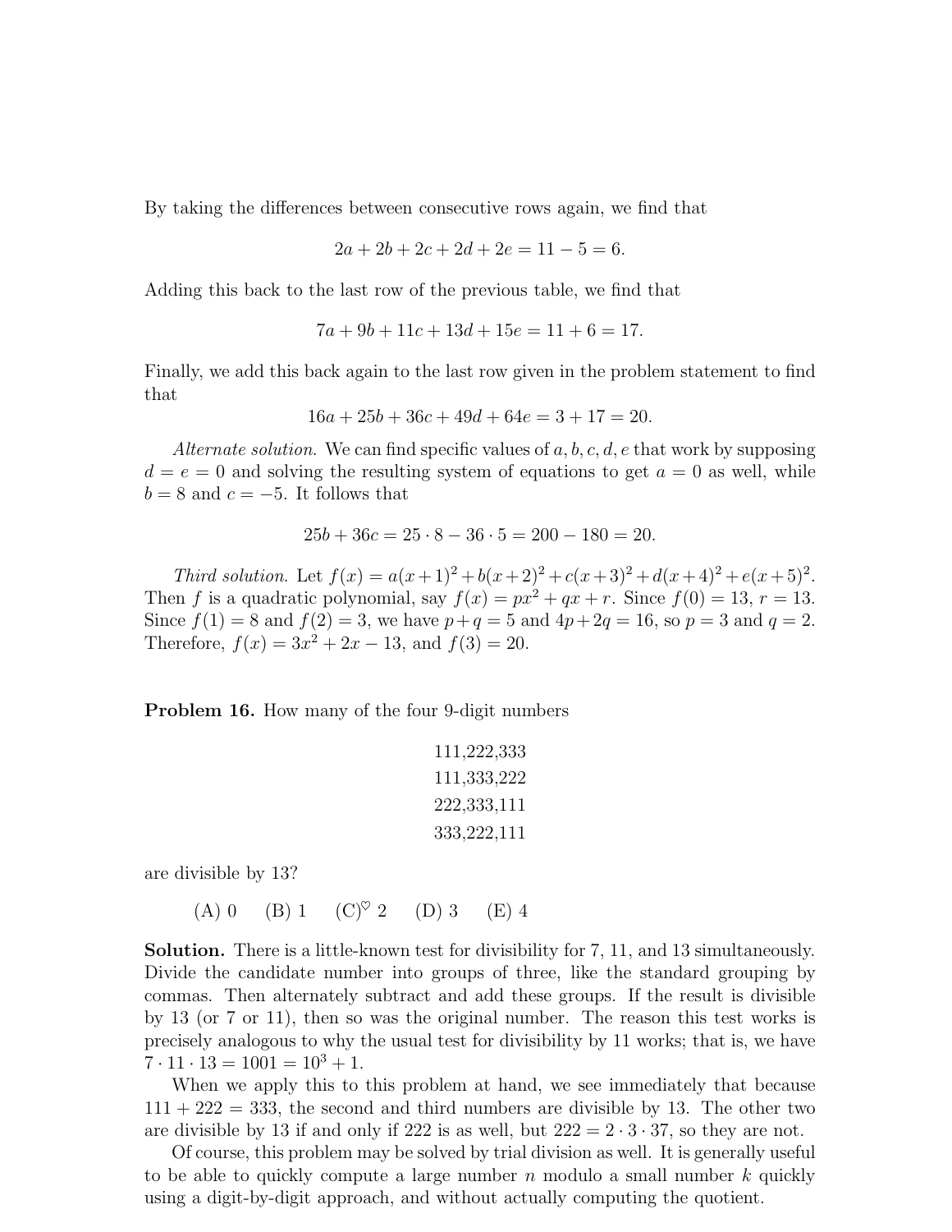By taking the differences between consecutive rows again, we find that

$$2a + 2b + 2c + 2d + 2e = 11 - 5 = 6.$$

Adding this back to the last row of the previous table, we find that

$$7a + 9b + 11c + 13d + 15e = 11 + 6 = 17.$$

Finally, we add this back again to the last row given in the problem statement to find that

$$16a + 25b + 36c + 49d + 64e = 3 + 17 = 20.$$

*Alternate solution.* We can find specific values of $a, b, c, d, e$ that work by supposing $d = e = 0$ and solving the resulting system of equations to get $a = 0$ as well, while $b = 8$ and $c = -5$. It follows that

$$25b + 36c = 25 \cdot 8 - 36 \cdot 5 = 200 - 180 = 20.$$

*Third solution.* Let $f(x) = a(x+1)^2 + b(x+2)^2 + c(x+3)^2 + d(x+4)^2 + e(x+5)^2$. Then $f$ is a quadratic polynomial, say $f(x) = px^2 + qx + r$. Since $f(0) = 13$, $r = 13$. Since $f(1) = 8$ and $f(2) = 3$, we have $p + q = 5$ and $4p + 2q = 16$, so $p = 3$ and $q = 2$. Therefore, $f(x) = 3x^2 + 2x - 13$, and $f(3) = 20$.

**Problem 16.** How many of the four 9-digit numbers

111,222,333
111,333,222
222,333,111
333,222,111

are divisible by 13?

(A) 0 (B) 1 (C)$^\heartsuit$ 2 (D) 3 (E) 4

**Solution.** There is a little-known test for divisibility for 7, 11, and 13 simultaneously. Divide the candidate number into groups of three, like the standard grouping by commas. Then alternately subtract and add these groups. If the result is divisible by 13 (or 7 or 11), then so was the original number. The reason this test works is precisely analogous to why the usual test for divisibility by 11 works; that is, we have $7 \cdot 11 \cdot 13 = 1001 = 10^3 + 1$.

When we apply this to this problem at hand, we see immediately that because $111 + 222 = 333$, the second and third numbers are divisible by 13. The other two are divisible by 13 if and only if 222 is as well, but $222 = 2 \cdot 3 \cdot 37$, so they are not.

Of course, this problem may be solved by trial division as well. It is generally useful to be able to quickly compute a large number $n$ modulo a small number $k$ quickly using a digit-by-digit approach, and without actually computing the quotient.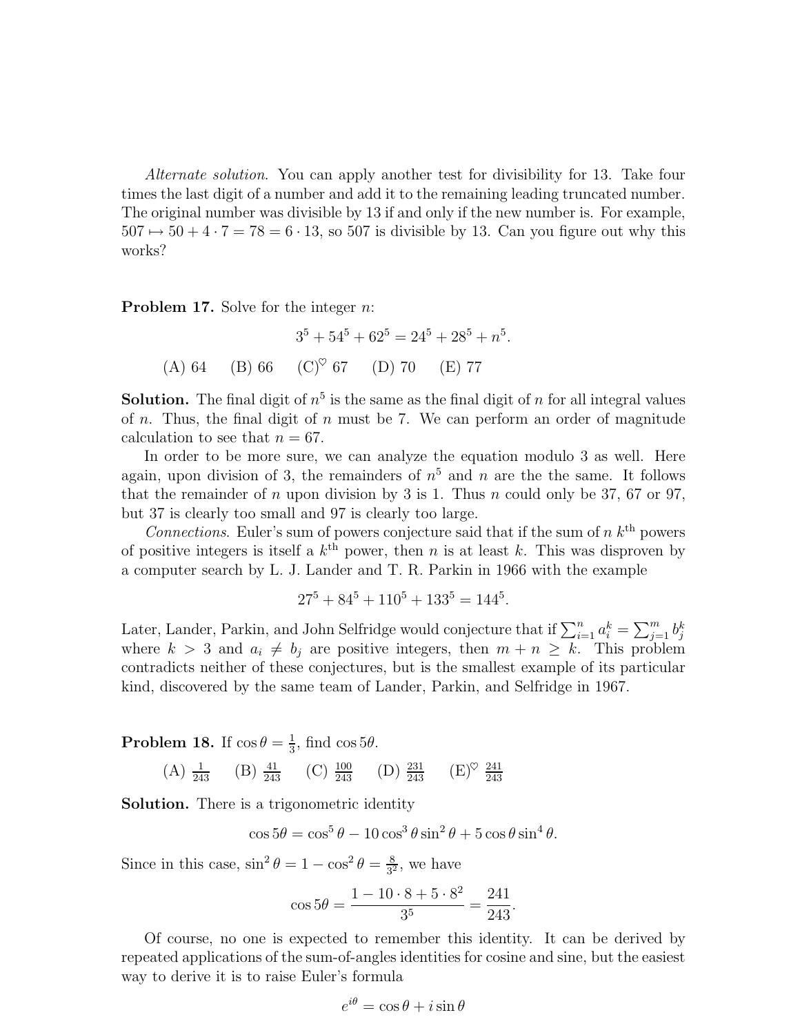*Alternate solution*. You can apply another test for divisibility for 13. Take four times the last digit of a number and add it to the remaining leading truncated number. The original number was divisible by 13 if and only if the new number is. For example, $507 \mapsto 50 + 4 \cdot 7 = 78 = 6 \cdot 13$, so 507 is divisible by 13. Can you figure out why this works?

**Problem 17.** Solve for the integer $n$:

$$3^5 + 54^5 + 62^5 = 24^5 + 28^5 + n^5.$$

(A) 64 (B) 66 (C)$^\heartsuit$ 67 (D) 70 (E) 77

**Solution.** The final digit of $n^5$ is the same as the final digit of $n$ for all integral values of $n$. Thus, the final digit of $n$ must be 7. We can perform an order of magnitude calculation to see that $n = 67$.

In order to be more sure, we can analyze the equation modulo 3 as well. Here again, upon division of 3, the remainders of $n^5$ and $n$ are the the same. It follows that the remainder of $n$ upon division by 3 is 1. Thus $n$ could only be 37, 67 or 97, but 37 is clearly too small and 97 is clearly too large.

*Connections*. Euler's sum of powers conjecture said that if the sum of $n$ $k^{\text{th}}$ powers of positive integers is itself a $k^{\text{th}}$ power, then $n$ is at least $k$. This was disproven by a computer search by L. J. Lander and T. R. Parkin in 1966 with the example

$$27^5 + 84^5 + 110^5 + 133^5 = 144^5.$$

Later, Lander, Parkin, and John Selfridge would conjecture that if $\sum_{i=1}^{n} a_i^k = \sum_{j=1}^{m} b_j^k$ where $k > 3$ and $a_i \neq b_j$ are positive integers, then $m + n \geq k$. This problem contradicts neither of these conjectures, but is the smallest example of its particular kind, discovered by the same team of Lander, Parkin, and Selfridge in 1967.

**Problem 18.** If $\cos\theta = \frac{1}{3}$, find $\cos 5\theta$.

(A) $\frac{1}{243}$ (B) $\frac{41}{243}$ (C) $\frac{100}{243}$ (D) $\frac{231}{243}$ (E)$^\heartsuit$ $\frac{241}{243}$

**Solution.** There is a trigonometric identity

$$\cos 5\theta = \cos^5\theta - 10\cos^3\theta\sin^2\theta + 5\cos\theta\sin^4\theta.$$

Since in this case, $\sin^2\theta = 1 - \cos^2\theta = \frac{8}{3^2}$, we have

$$\cos 5\theta = \frac{1 - 10 \cdot 8 + 5 \cdot 8^2}{3^5} = \frac{241}{243}.$$

Of course, no one is expected to remember this identity. It can be derived by repeated applications of the sum-of-angles identities for cosine and sine, but the easiest way to derive it is to raise Euler's formula

$$e^{i\theta} = \cos\theta + i\sin\theta$$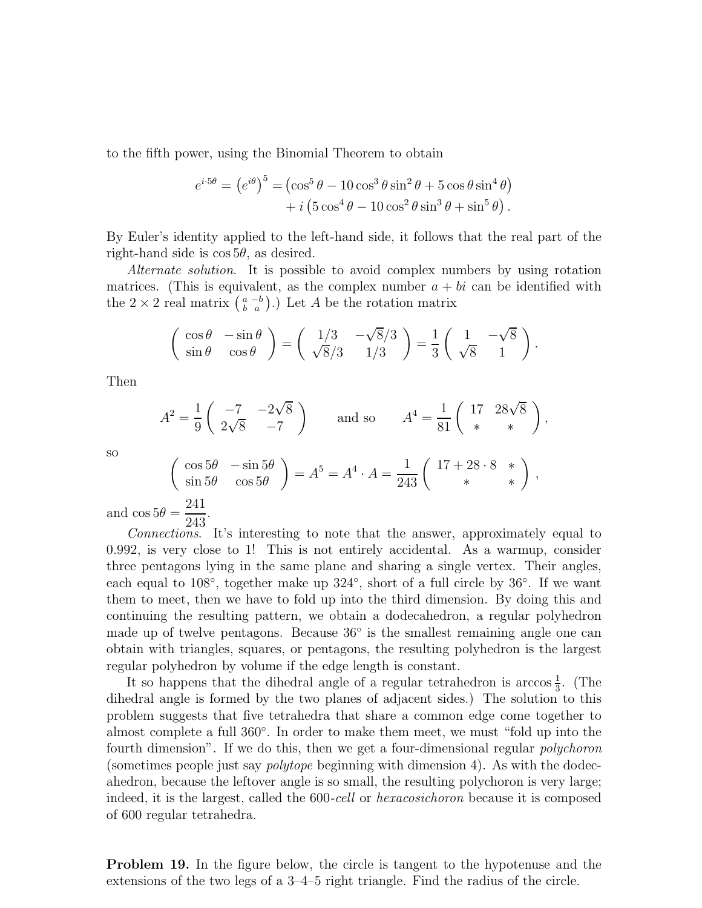to the fifth power, using the Binomial Theorem to obtain

$$e^{i\cdot 5\theta} = \left(e^{i\theta}\right)^5 = \left(\cos^5\theta - 10\cos^3\theta\sin^2\theta + 5\cos\theta\sin^4\theta\right) + i\left(5\cos^4\theta - 10\cos^2\theta\sin^3\theta + \sin^5\theta\right).$$

By Euler's identity applied to the left-hand side, it follows that the real part of the right-hand side is $\cos 5\theta$, as desired.

*Alternate solution.* It is possible to avoid complex numbers by using rotation matrices. (This is equivalent, as the complex number $a + bi$ can be identified with the $2 \times 2$ real matrix $\left(\begin{smallmatrix} a & -b \\ b & a \end{smallmatrix}\right)$.) Let $A$ be the rotation matrix

$$\begin{pmatrix} \cos\theta & -\sin\theta \\ \sin\theta & \cos\theta \end{pmatrix} = \begin{pmatrix} 1/3 & -\sqrt{8}/3 \\ \sqrt{8}/3 & 1/3 \end{pmatrix} = \frac{1}{3}\begin{pmatrix} 1 & -\sqrt{8} \\ \sqrt{8} & 1 \end{pmatrix}.$$

Then

$$A^2 = \frac{1}{9}\begin{pmatrix} -7 & -2\sqrt{8} \\ 2\sqrt{8} & -7 \end{pmatrix} \qquad \text{and so} \qquad A^4 = \frac{1}{81}\begin{pmatrix} 17 & 28\sqrt{8} \\ * & * \end{pmatrix},$$

so

$$\begin{pmatrix} \cos 5\theta & -\sin 5\theta \\ \sin 5\theta & \cos 5\theta \end{pmatrix} = A^5 = A^4 \cdot A = \frac{1}{243}\begin{pmatrix} 17 + 28 \cdot 8 & * \\ * & * \end{pmatrix},$$

and $\cos 5\theta = \dfrac{241}{243}$.

*Connections.* It's interesting to note that the answer, approximately equal to 0.992, is very close to 1! This is not entirely accidental. As a warmup, consider three pentagons lying in the same plane and sharing a single vertex. Their angles, each equal to 108°, together make up 324°, short of a full circle by 36°. If we want them to meet, then we have to fold up into the third dimension. By doing this and continuing the resulting pattern, we obtain a dodecahedron, a regular polyhedron made up of twelve pentagons. Because 36° is the smallest remaining angle one can obtain with triangles, squares, or pentagons, the resulting polyhedron is the largest regular polyhedron by volume if the edge length is constant.

It so happens that the dihedral angle of a regular tetrahedron is $\arccos\frac{1}{3}$. (The dihedral angle is formed by the two planes of adjacent sides.) The solution to this problem suggests that five tetrahedra that share a common edge come together to almost complete a full 360°. In order to make them meet, we must "fold up into the fourth dimension". If we do this, then we get a four-dimensional regular *polychoron* (sometimes people just say *polytope* beginning with dimension 4). As with the dodecahedron, because the leftover angle is so small, the resulting polychoron is very large; indeed, it is the largest, called the *600-cell* or *hexacosichoron* because it is composed of 600 regular tetrahedra.

**Problem 19.** In the figure below, the circle is tangent to the hypotenuse and the extensions of the two legs of a 3–4–5 right triangle. Find the radius of the circle.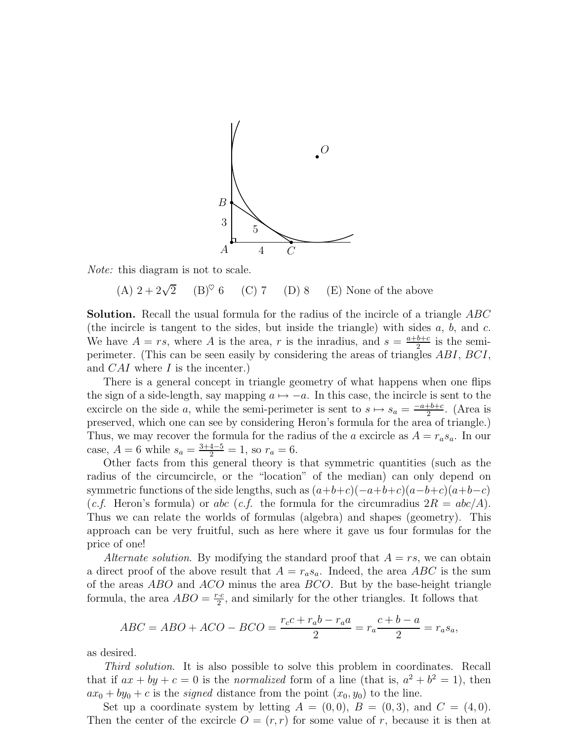*Note:* this diagram is not to scale.

(A) $2 + 2\sqrt{2}$ (B)$^\heartsuit$ 6 (C) 7 (D) 8 (E) None of the above

**Solution.** Recall the usual formula for the radius of the incircle of a triangle $ABC$ (the incircle is tangent to the sides, but inside the triangle) with sides $a$, $b$, and $c$. We have $A = rs$, where $A$ is the area, $r$ is the inradius, and $s = \frac{a+b+c}{2}$ is the semi-perimeter. (This can be seen easily by considering the areas of triangles $ABI$, $BCI$, and $CAI$ where $I$ is the incenter.)

There is a general concept in triangle geometry of what happens when one flips the sign of a side-length, say mapping $a \mapsto -a$. In this case, the incircle is sent to the excircle on the side $a$, while the semi-perimeter is sent to $s \mapsto s_a = \frac{-a+b+c}{2}$. (Area is preserved, which one can see by considering Heron's formula for the area of triangle.) Thus, we may recover the formula for the radius of the $a$ excircle as $A = r_a s_a$. In our case, $A = 6$ while $s_a = \frac{3+4-5}{2} = 1$, so $r_a = 6$.

Other facts from this general theory is that symmetric quantities (such as the radius of the circumcircle, or the "location" of the median) can only depend on symmetric functions of the side lengths, such as $(a+b+c)(-a+b+c)(a-b+c)(a+b-c)$ (*c.f.* Heron's formula) or $abc$ (*c.f.* the formula for the circumradius $2R = abc/A$). Thus we can relate the worlds of formulas (algebra) and shapes (geometry). This approach can be very fruitful, such as here where it gave us four formulas for the price of one!

*Alternate solution*. By modifying the standard proof that $A = rs$, we can obtain a direct proof of the above result that $A = r_a s_a$. Indeed, the area $ABC$ is the sum of the areas $ABO$ and $ACO$ minus the area $BCO$. But by the base-height triangle formula, the area $ABO = \frac{r \cdot c}{2}$, and similarly for the other triangles. It follows that

$$ABC = ABO + ACO - BCO = \frac{r_c c + r_a b - r_a a}{2} = r_a \frac{c+b-a}{2} = r_a s_a,$$

as desired.

*Third solution*. It is also possible to solve this problem in coordinates. Recall that if $ax + by + c = 0$ is the *normalized* form of a line (that is, $a^2 + b^2 = 1$), then $ax_0 + by_0 + c$ is the *signed* distance from the point $(x_0, y_0)$ to the line.

Set up a coordinate system by letting $A = (0, 0)$, $B = (0, 3)$, and $C = (4, 0)$. Then the center of the excircle $O = (r, r)$ for some value of $r$, because it is then at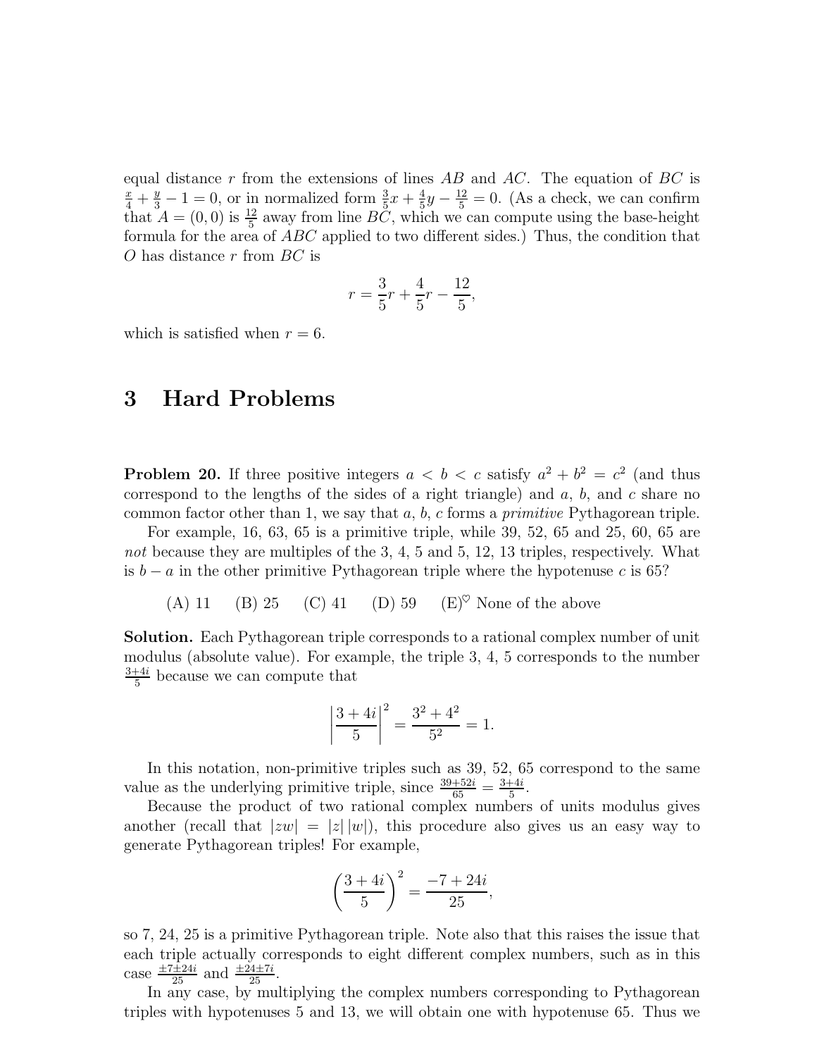equal distance $r$ from the extensions of lines $AB$ and $AC$. The equation of $BC$ is $\frac{x}{4} + \frac{y}{3} - 1 = 0$, or in normalized form $\frac{3}{5}x + \frac{4}{5}y - \frac{12}{5} = 0$. (As a check, we can confirm that $A = (0, 0)$ is $\frac{12}{5}$ away from line $BC$, which we can compute using the base-height formula for the area of $ABC$ applied to two different sides.) Thus, the condition that $O$ has distance $r$ from $BC$ is

$$r = \frac{3}{5}r + \frac{4}{5}r - \frac{12}{5},$$

which is satisfied when $r = 6$.

# 3 Hard Problems

**Problem 20.** If three positive integers $a < b < c$ satisfy $a^2 + b^2 = c^2$ (and thus correspond to the lengths of the sides of a right triangle) and $a$, $b$, and $c$ share no common factor other than 1, we say that $a$, $b$, $c$ forms a *primitive* Pythagorean triple.

For example, 16, 63, 65 is a primitive triple, while 39, 52, 65 and 25, 60, 65 are *not* because they are multiples of the 3, 4, 5 and 5, 12, 13 triples, respectively. What is $b - a$ in the other primitive Pythagorean triple where the hypotenuse $c$ is 65?

(A) 11 (B) 25 (C) 41 (D) 59 (E)$^{\heartsuit}$ None of the above

**Solution.** Each Pythagorean triple corresponds to a rational complex number of unit modulus (absolute value). For example, the triple 3, 4, 5 corresponds to the number $\frac{3+4i}{5}$ because we can compute that

$$\left|\frac{3+4i}{5}\right|^2 = \frac{3^2 + 4^2}{5^2} = 1.$$

In this notation, non-primitive triples such as 39, 52, 65 correspond to the same value as the underlying primitive triple, since $\frac{39+52i}{65} = \frac{3+4i}{5}$.

Because the product of two rational complex numbers of units modulus gives another (recall that $|zw| = |z|\,|w|$), this procedure also gives us an easy way to generate Pythagorean triples! For example,

$$\left(\frac{3+4i}{5}\right)^2 = \frac{-7+24i}{25},$$

so 7, 24, 25 is a primitive Pythagorean triple. Note also that this raises the issue that each triple actually corresponds to eight different complex numbers, such as in this case $\frac{\pm 7 \pm 24i}{25}$ and $\frac{\pm 24 \pm 7i}{25}$.

In any case, by multiplying the complex numbers corresponding to Pythagorean triples with hypotenuses 5 and 13, we will obtain one with hypotenuse 65. Thus we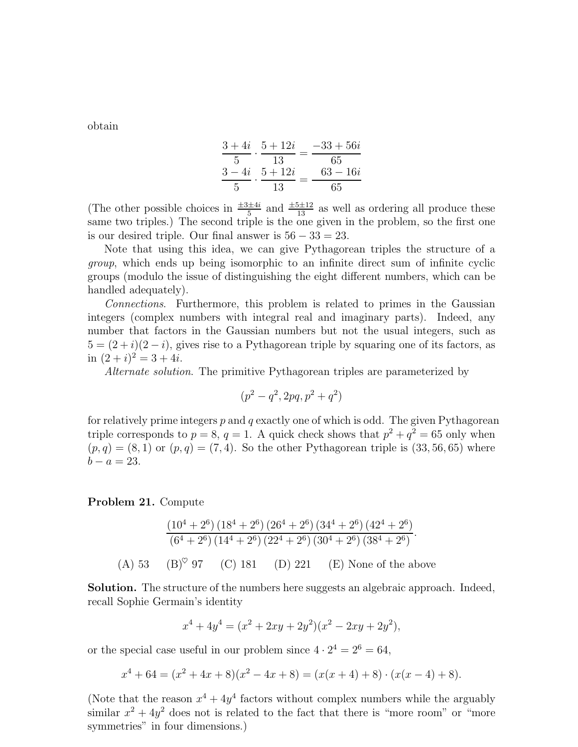obtain

$$\frac{3+4i}{5} \cdot \frac{5+12i}{13} = \frac{-33+56i}{65}$$
$$\frac{3-4i}{5} \cdot \frac{5+12i}{13} = \frac{63-16i}{65}$$

(The other possible choices in $\frac{\pm 3 \pm 4i}{5}$ and $\frac{\pm 5 \pm 12}{13}$ as well as ordering all produce these same two triples.) The second triple is the one given in the problem, so the first one is our desired triple. Our final answer is $56 - 33 = 23$.

Note that using this idea, we can give Pythagorean triples the structure of a *group*, which ends up being isomorphic to an infinite direct sum of infinite cyclic groups (modulo the issue of distinguishing the eight different numbers, which can be handled adequately).

*Connections.* Furthermore, this problem is related to primes in the Gaussian integers (complex numbers with integral real and imaginary parts). Indeed, any number that factors in the Gaussian numbers but not the usual integers, such as $5 = (2+i)(2-i)$, gives rise to a Pythagorean triple by squaring one of its factors, as in $(2+i)^2 = 3+4i$.

*Alternate solution.* The primitive Pythagorean triples are parameterized by

$$(p^2 - q^2, 2pq, p^2 + q^2)$$

for relatively prime integers $p$ and $q$ exactly one of which is odd. The given Pythagorean triple corresponds to $p = 8$, $q = 1$. A quick check shows that $p^2 + q^2 = 65$ only when $(p, q) = (8, 1)$ or $(p, q) = (7, 4)$. So the other Pythagorean triple is $(33, 56, 65)$ where $b - a = 23$.

**Problem 21.** Compute

$$\frac{(10^4 + 2^6)(18^4 + 2^6)(26^4 + 2^6)(34^4 + 2^6)(42^4 + 2^6)}{(6^4 + 2^6)(14^4 + 2^6)(22^4 + 2^6)(30^4 + 2^6)(38^4 + 2^6)}.$$

(A) 53 (B)$^\heartsuit$ 97 (C) 181 (D) 221 (E) None of the above

**Solution.** The structure of the numbers here suggests an algebraic approach. Indeed, recall Sophie Germain's identity

$$x^4 + 4y^4 = (x^2 + 2xy + 2y^2)(x^2 - 2xy + 2y^2),$$

or the special case useful in our problem since $4 \cdot 2^4 = 2^6 = 64$,

$$x^4 + 64 = (x^2 + 4x + 8)(x^2 - 4x + 8) = (x(x+4) + 8) \cdot (x(x-4) + 8).$$

(Note that the reason $x^4 + 4y^4$ factors without complex numbers while the arguably similar $x^2 + 4y^2$ does not is related to the fact that there is "more room" or "more symmetries" in four dimensions.)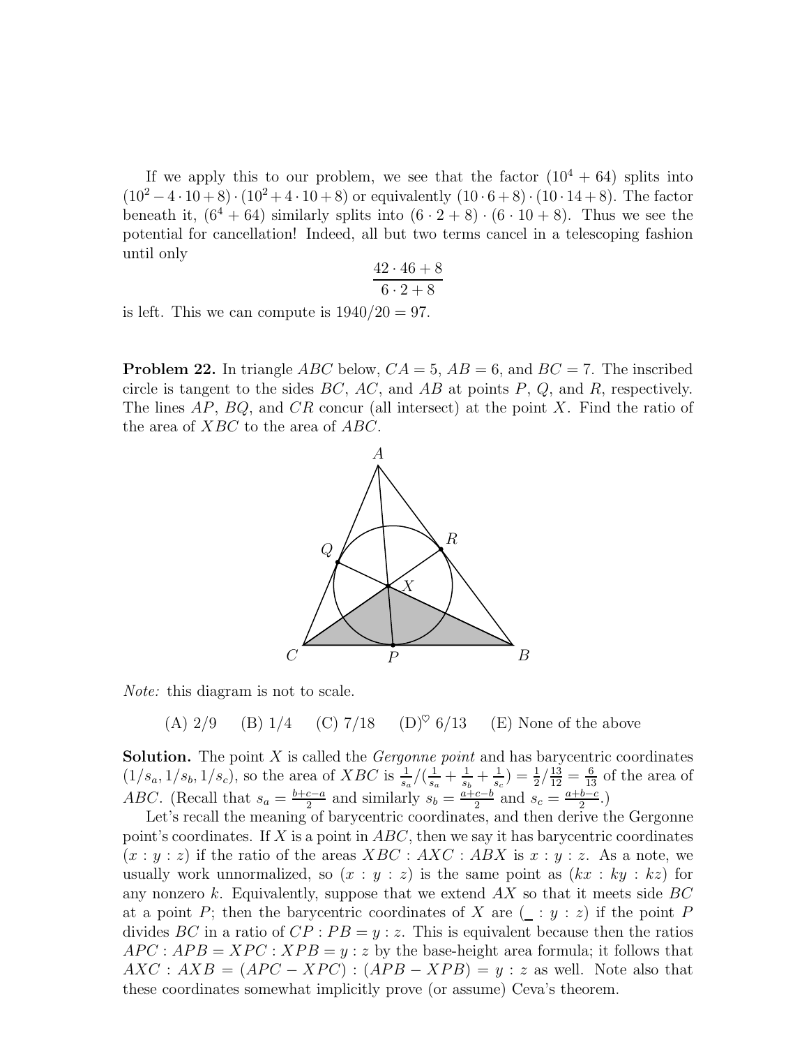If we apply this to our problem, we see that the factor $(10^4 + 64)$ splits into $(10^2 - 4 \cdot 10 + 8) \cdot (10^2 + 4 \cdot 10 + 8)$ or equivalently $(10 \cdot 6 + 8) \cdot (10 \cdot 14 + 8)$. The factor beneath it, $(6^4 + 64)$ similarly splits into $(6 \cdot 2 + 8) \cdot (6 \cdot 10 + 8)$. Thus we see the potential for cancellation! Indeed, all but two terms cancel in a telescoping fashion until only

$$\frac{42 \cdot 46 + 8}{6 \cdot 2 + 8}$$

is left. This we can compute is $1940/20 = 97$.

**Problem 22.** In triangle $ABC$ below, $CA = 5$, $AB = 6$, and $BC = 7$. The inscribed circle is tangent to the sides $BC$, $AC$, and $AB$ at points $P$, $Q$, and $R$, respectively. The lines $AP$, $BQ$, and $CR$ concur (all intersect) at the point $X$. Find the ratio of the area of $XBC$ to the area of $ABC$.

*Note:* this diagram is not to scale.

(A) 2/9 (B) 1/4 (C) 7/18 (D)$^\heartsuit$ 6/13 (E) None of the above

**Solution.** The point $X$ is called the *Gergonne point* and has barycentric coordinates $(1/s_a, 1/s_b, 1/s_c)$, so the area of $XBC$ is $\frac{1}{s_a} / (\frac{1}{s_a} + \frac{1}{s_b} + \frac{1}{s_c}) = \frac{1}{2} / \frac{13}{12} = \frac{6}{13}$ of the area of $ABC$. (Recall that $s_a = \frac{b+c-a}{2}$ and similarly $s_b = \frac{a+c-b}{2}$ and $s_c = \frac{a+b-c}{2}$.)

Let's recall the meaning of barycentric coordinates, and then derive the Gergonne point's coordinates. If $X$ is a point in $ABC$, then we say it has barycentric coordinates $(x : y : z)$ if the ratio of the areas $XBC : AXC : ABX$ is $x : y : z$. As a note, we usually work unnormalized, so $(x : y : z)$ is the same point as $(kx : ky : kz)$ for any nonzero $k$. Equivalently, suppose that we extend $AX$ so that it meets side $BC$ at a point $P$; then the barycentric coordinates of $X$ are $(\_ : y : z)$ if the point $P$ divides $BC$ in a ratio of $CP : PB = y : z$. This is equivalent because then the ratios $APC : APB = XPC : XPB = y : z$ by the base-height area formula; it follows that $AXC : AXB = (APC - XPC) : (APB - XPB) = y : z$ as well. Note also that these coordinates somewhat implicitly prove (or assume) Ceva's theorem.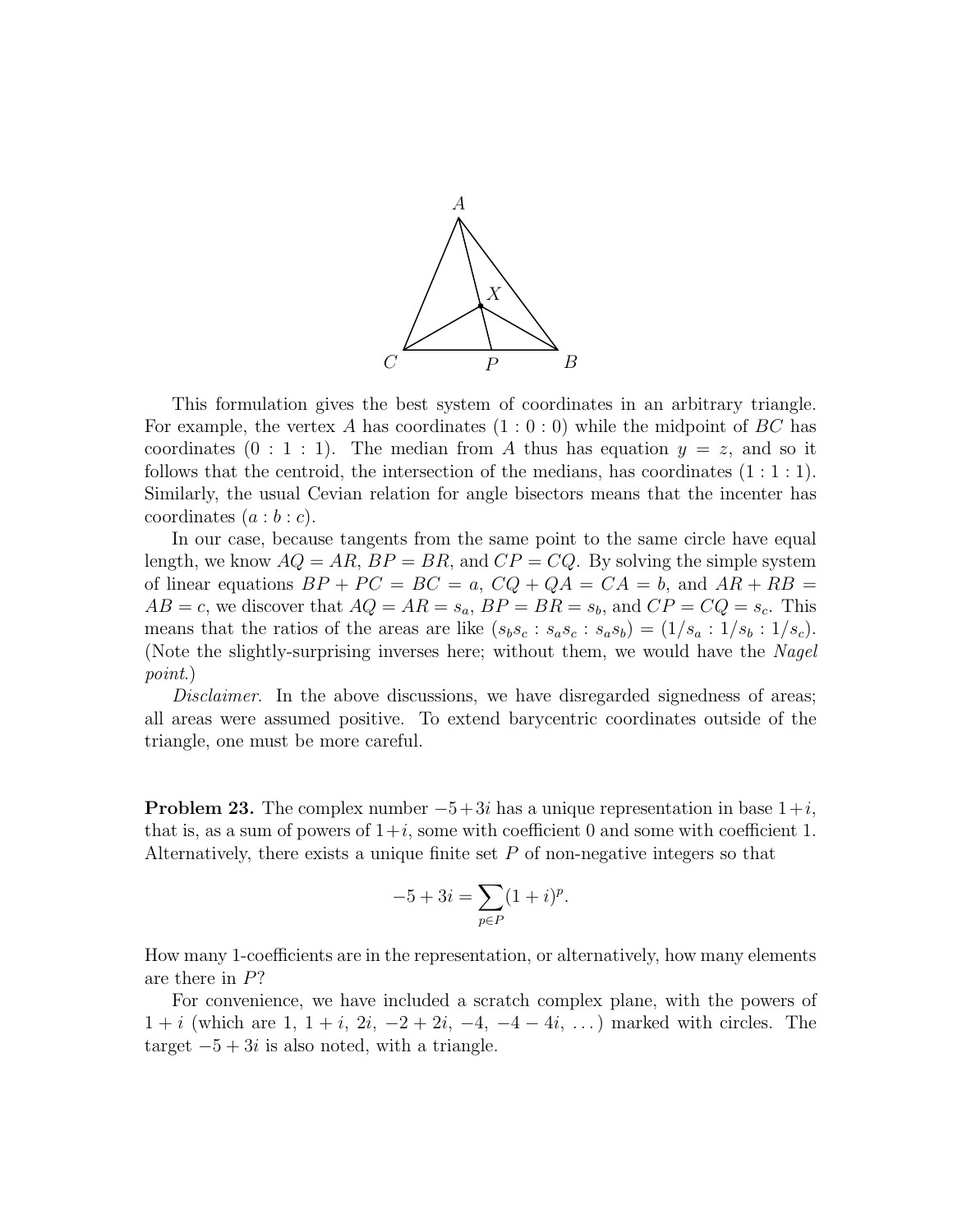This formulation gives the best system of coordinates in an arbitrary triangle. For example, the vertex $A$ has coordinates $(1 : 0 : 0)$ while the midpoint of $BC$ has coordinates $(0 : 1 : 1)$. The median from $A$ thus has equation $y = z$, and so it follows that the centroid, the intersection of the medians, has coordinates $(1 : 1 : 1)$. Similarly, the usual Cevian relation for angle bisectors means that the incenter has coordinates $(a : b : c)$.

In our case, because tangents from the same point to the same circle have equal length, we know $AQ = AR$, $BP = BR$, and $CP = CQ$. By solving the simple system of linear equations $BP + PC = BC = a$, $CQ + QA = CA = b$, and $AR + RB = AB = c$, we discover that $AQ = AR = s_a$, $BP = BR = s_b$, and $CP = CQ = s_c$. This means that the ratios of the areas are like $(s_b s_c : s_a s_c : s_a s_b) = (1/s_a : 1/s_b : 1/s_c)$. (Note the slightly-surprising inverses here; without them, we would have the *Nagel point*.)

*Disclaimer.* In the above discussions, we have disregarded signedness of areas; all areas were assumed positive. To extend barycentric coordinates outside of the triangle, one must be more careful.

**Problem 23.** The complex number $-5+3i$ has a unique representation in base $1+i$, that is, as a sum of powers of $1+i$, some with coefficient 0 and some with coefficient 1. Alternatively, there exists a unique finite set $P$ of non-negative integers so that

$$-5 + 3i = \sum_{p \in P} (1+i)^p.$$

How many 1-coefficients are in the representation, or alternatively, how many elements are there in $P$?

For convenience, we have included a scratch complex plane, with the powers of $1+i$ (which are $1$, $1+i$, $2i$, $-2+2i$, $-4$, $-4-4i$, $\ldots$) marked with circles. The target $-5+3i$ is also noted, with a triangle.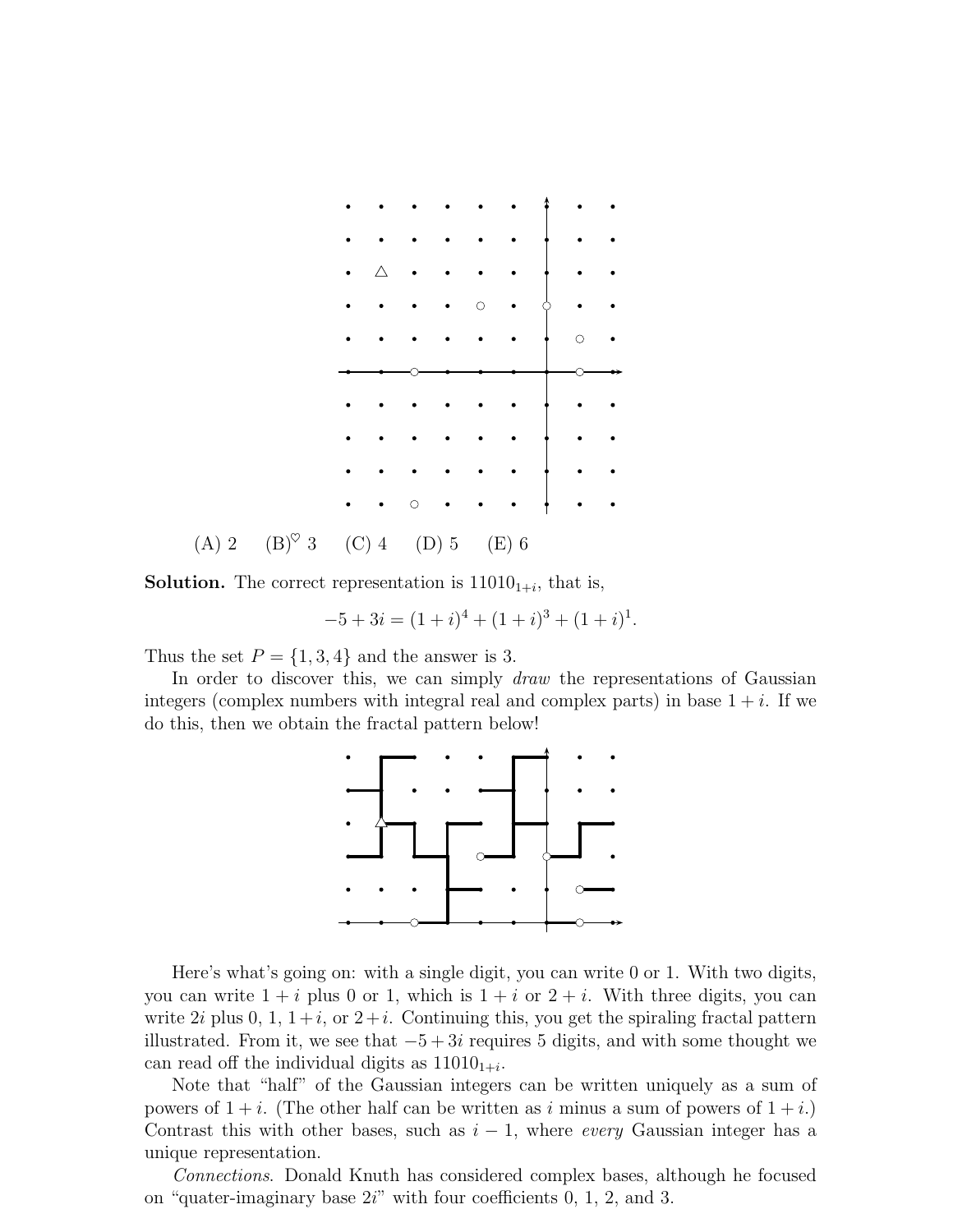(A) 2 (B)$^\heartsuit$ 3 (C) 4 (D) 5 (E) 6

**Solution.** The correct representation is $11010_{1+i}$, that is,

$$-5 + 3i = (1+i)^4 + (1+i)^3 + (1+i)^1.$$

Thus the set $P = \{1, 3, 4\}$ and the answer is 3.

In order to discover this, we can simply *draw* the representations of Gaussian integers (complex numbers with integral real and complex parts) in base $1+i$. If we do this, then we obtain the fractal pattern below!

Here's what's going on: with a single digit, you can write 0 or 1. With two digits, you can write $1+i$ plus 0 or 1, which is $1+i$ or $2+i$. With three digits, you can write $2i$ plus 0, 1, $1+i$, or $2+i$. Continuing this, you get the spiraling fractal pattern illustrated. From it, we see that $-5+3i$ requires 5 digits, and with some thought we can read off the individual digits as $11010_{1+i}$.

Note that "half" of the Gaussian integers can be written uniquely as a sum of powers of $1+i$. (The other half can be written as $i$ minus a sum of powers of $1+i$.) Contrast this with other bases, such as $i-1$, where *every* Gaussian integer has a unique representation.

*Connections.* Donald Knuth has considered complex bases, although he focused on "quater-imaginary base $2i$" with four coefficients 0, 1, 2, and 3.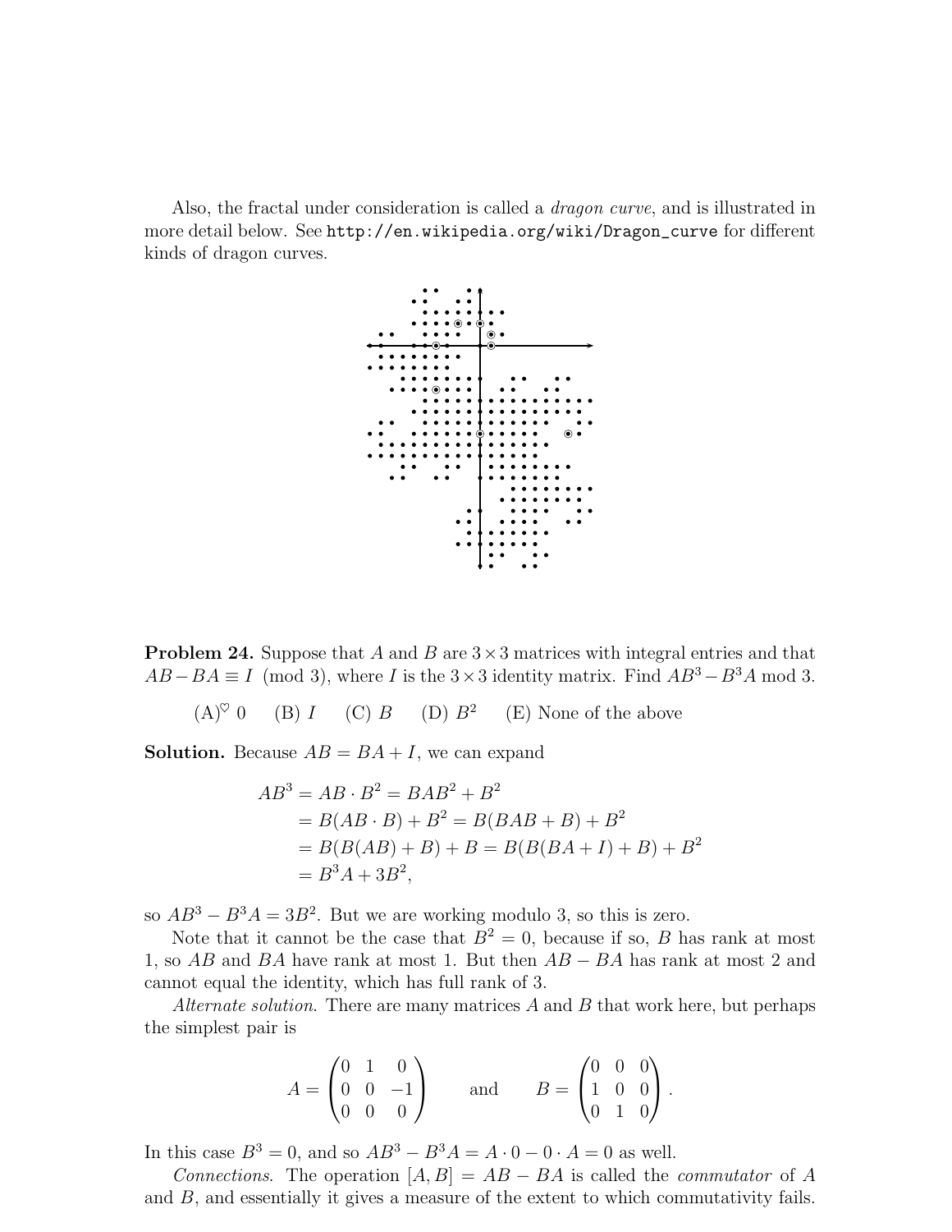Also, the fractal under consideration is called a *dragon curve*, and is illustrated in more detail below. See http://en.wikipedia.org/wiki/Dragon_curve for different kinds of dragon curves.

**Problem 24.** Suppose that $A$ and $B$ are $3 \times 3$ matrices with integral entries and that $AB - BA \equiv I \pmod 3$, where $I$ is the $3 \times 3$ identity matrix. Find $AB^3 - B^3A$ mod 3.

(A)$^\heartsuit$ 0 (B) $I$ (C) $B$ (D) $B^2$ (E) None of the above

**Solution.** Because $AB = BA + I$, we can expand

$$\begin{aligned}
AB^3 &= AB \cdot B^2 = BAB^2 + B^2 \\
&= B(AB \cdot B) + B^2 = B(BAB + B) + B^2 \\
&= B(B(AB) + B) + B = B(B(BA + I) + B) + B^2 \\
&= B^3A + 3B^2,
\end{aligned}$$

so $AB^3 - B^3A = 3B^2$. But we are working modulo 3, so this is zero.

Note that it cannot be the case that $B^2 = 0$, because if so, $B$ has rank at most 1, so $AB$ and $BA$ have rank at most 1. But then $AB - BA$ has rank at most 2 and cannot equal the identity, which has full rank of 3.

*Alternate solution.* There are many matrices $A$ and $B$ that work here, but perhaps the simplest pair is

$$A = \begin{pmatrix} 0 & 1 & 0 \\ 0 & 0 & -1 \\ 0 & 0 & 0 \end{pmatrix} \qquad \text{and} \qquad B = \begin{pmatrix} 0 & 0 & 0 \\ 1 & 0 & 0 \\ 0 & 1 & 0 \end{pmatrix}.$$

In this case $B^3 = 0$, and so $AB^3 - B^3A = A \cdot 0 - 0 \cdot A = 0$ as well.

*Connections.* The operation $[A, B] = AB - BA$ is called the *commutator* of $A$ and $B$, and essentially it gives a measure of the extent to which commutativity fails.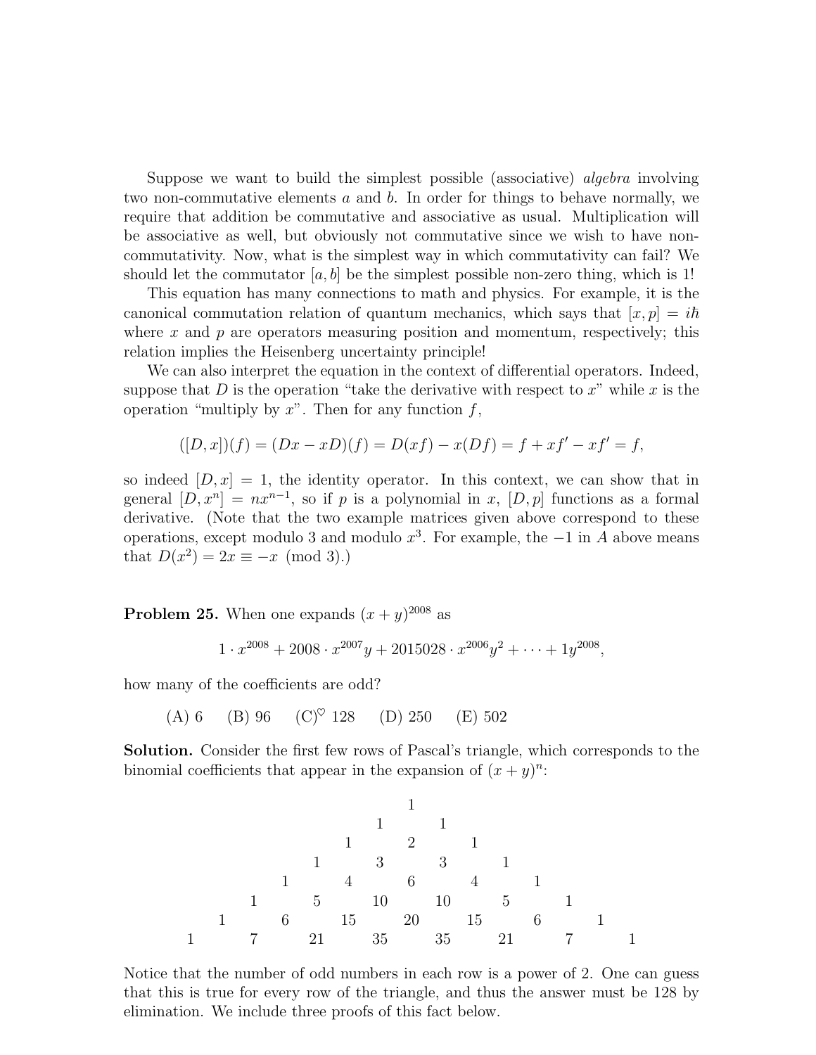Suppose we want to build the simplest possible (associative) *algebra* involving two non-commutative elements $a$ and $b$. In order for things to behave normally, we require that addition be commutative and associative as usual. Multiplication will be associative as well, but obviously not commutative since we wish to have non-commutativity. Now, what is the simplest way in which commutativity can fail? We should let the commutator $[a, b]$ be the simplest possible non-zero thing, which is 1!

This equation has many connections to math and physics. For example, it is the canonical commutation relation of quantum mechanics, which says that $[x, p] = i\hbar$ where $x$ and $p$ are operators measuring position and momentum, respectively; this relation implies the Heisenberg uncertainty principle!

We can also interpret the equation in the context of differential operators. Indeed, suppose that $D$ is the operation "take the derivative with respect to $x$" while $x$ is the operation "multiply by $x$". Then for any function $f$,

$$([D, x])(f) = (Dx - xD)(f) = D(xf) - x(Df) = f + xf' - xf' = f,$$

so indeed $[D, x] = 1$, the identity operator. In this context, we can show that in general $[D, x^n] = nx^{n-1}$, so if $p$ is a polynomial in $x$, $[D, p]$ functions as a formal derivative. (Note that the two example matrices given above correspond to these operations, except modulo 3 and modulo $x^3$. For example, the $-1$ in $A$ above means that $D(x^2) = 2x \equiv -x \pmod 3$.)

**Problem 25.** When one expands $(x + y)^{2008}$ as

$$1 \cdot x^{2008} + 2008 \cdot x^{2007}y + 2015028 \cdot x^{2006}y^2 + \cdots + 1y^{2008},$$

how many of the coefficients are odd?

(A) 6 (B) 96 (C)$^\heartsuit$ 128 (D) 250 (E) 502

**Solution.** Consider the first few rows of Pascal's triangle, which corresponds to the binomial coefficients that appear in the expansion of $(x + y)^n$:

```
              1
            1   1
          1   2   1
        1   3   3   1
      1   4   6   4   1
    1   5  10  10   5   1
  1   6  15  20  15   6   1
1   7  21  35  35  21   7   1
```

Notice that the number of odd numbers in each row is a power of 2. One can guess that this is true for every row of the triangle, and thus the answer must be 128 by elimination. We include three proofs of this fact below.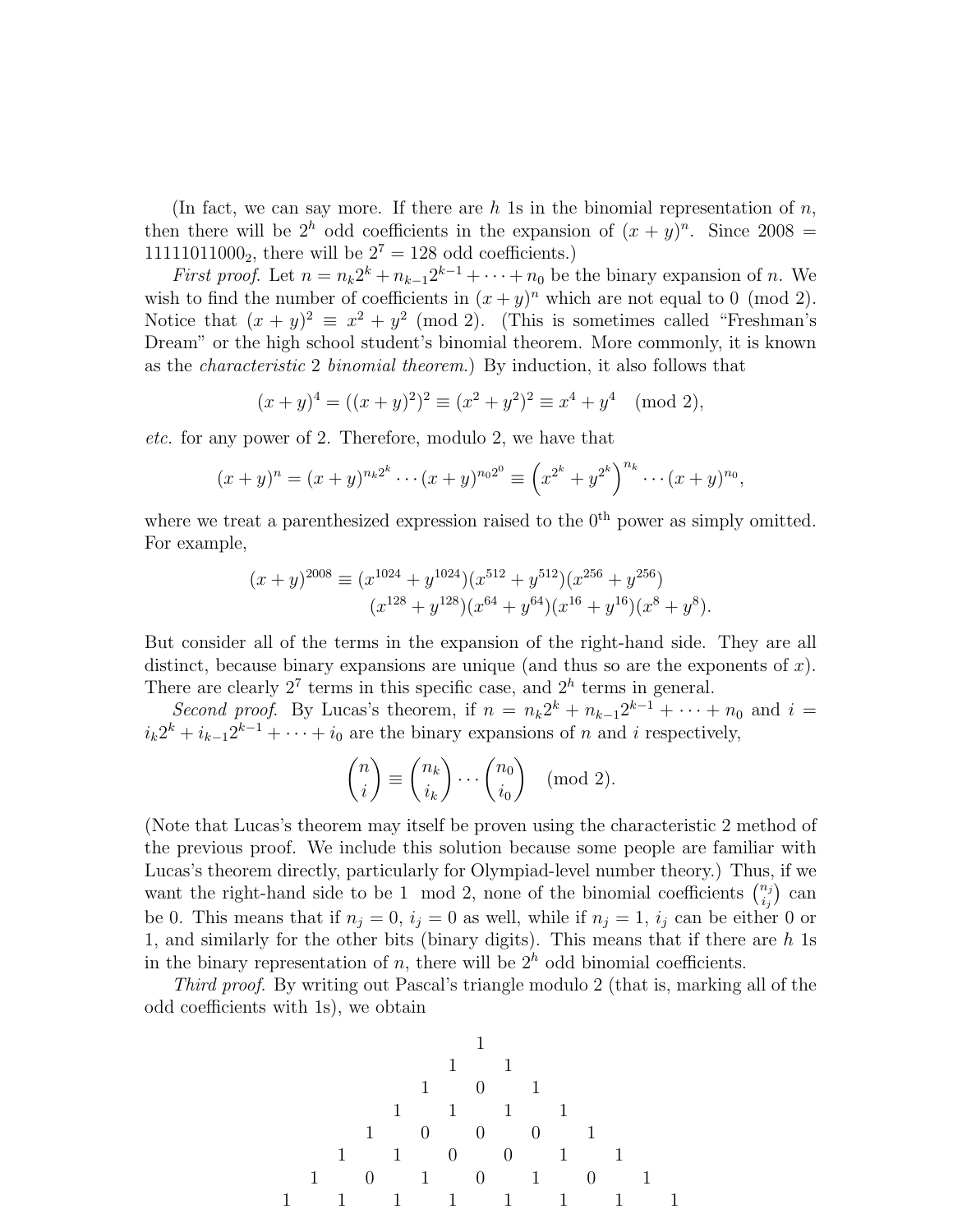(In fact, we can say more. If there are $h$ 1s in the binomial representation of $n$, then there will be $2^h$ odd coefficients in the expansion of $(x+y)^n$. Since $2008 = 11111011000_2$, there will be $2^7 = 128$ odd coefficients.)

*First proof.* Let $n = n_k 2^k + n_{k-1}2^{k-1} + \cdots + n_0$ be the binary expansion of $n$. We wish to find the number of coefficients in $(x+y)^n$ which are not equal to $0 \pmod 2$. Notice that $(x+y)^2 \equiv x^2 + y^2 \pmod 2$. (This is sometimes called "Freshman's Dream" or the high school student's binomial theorem. More commonly, it is known as the *characteristic* 2 *binomial theorem.*) By induction, it also follows that

$$(x+y)^4 = ((x+y)^2)^2 \equiv (x^2+y^2)^2 \equiv x^4 + y^4 \pmod 2,$$

*etc.* for any power of 2. Therefore, modulo 2, we have that

$$(x+y)^n = (x+y)^{n_k 2^k} \cdots (x+y)^{n_0 2^0} \equiv \left(x^{2^k} + y^{2^k}\right)^{n_k} \cdots (x+y)^{n_0},$$

where we treat a parenthesized expression raised to the $0^{\text{th}}$ power as simply omitted. For example,

$$\begin{aligned}(x+y)^{2008} \equiv\ & (x^{1024}+y^{1024})(x^{512}+y^{512})(x^{256}+y^{256}) \\ & (x^{128}+y^{128})(x^{64}+y^{64})(x^{16}+y^{16})(x^8+y^8).\end{aligned}$$

But consider all of the terms in the expansion of the right-hand side. They are all distinct, because binary expansions are unique (and thus so are the exponents of $x$). There are clearly $2^7$ terms in this specific case, and $2^h$ terms in general.

*Second proof.* By Lucas's theorem, if $n = n_k 2^k + n_{k-1}2^{k-1} + \cdots + n_0$ and $i = i_k 2^k + i_{k-1}2^{k-1} + \cdots + i_0$ are the binary expansions of $n$ and $i$ respectively,

$$\binom{n}{i} \equiv \binom{n_k}{i_k} \cdots \binom{n_0}{i_0} \pmod 2.$$

(Note that Lucas's theorem may itself be proven using the characteristic 2 method of the previous proof. We include this solution because some people are familiar with Lucas's theorem directly, particularly for Olympiad-level number theory.) Thus, if we want the right-hand side to be $1 \mod 2$, none of the binomial coefficients $\binom{n_j}{i_j}$ can be 0. This means that if $n_j = 0$, $i_j = 0$ as well, while if $n_j = 1$, $i_j$ can be either 0 or 1, and similarly for the other bits (binary digits). This means that if there are $h$ 1s in the binary representation of $n$, there will be $2^h$ odd binomial coefficients.

*Third proof.* By writing out Pascal's triangle modulo 2 (that is, marking all of the odd coefficients with 1s), we obtain

```
              1
            1   1
          1   0   1
        1   1   1   1
      1   0   0   0   1
    1   1   0   0   1   1
  1   0   1   0   1   0   1
1   1   1   1   1   1   1   1
```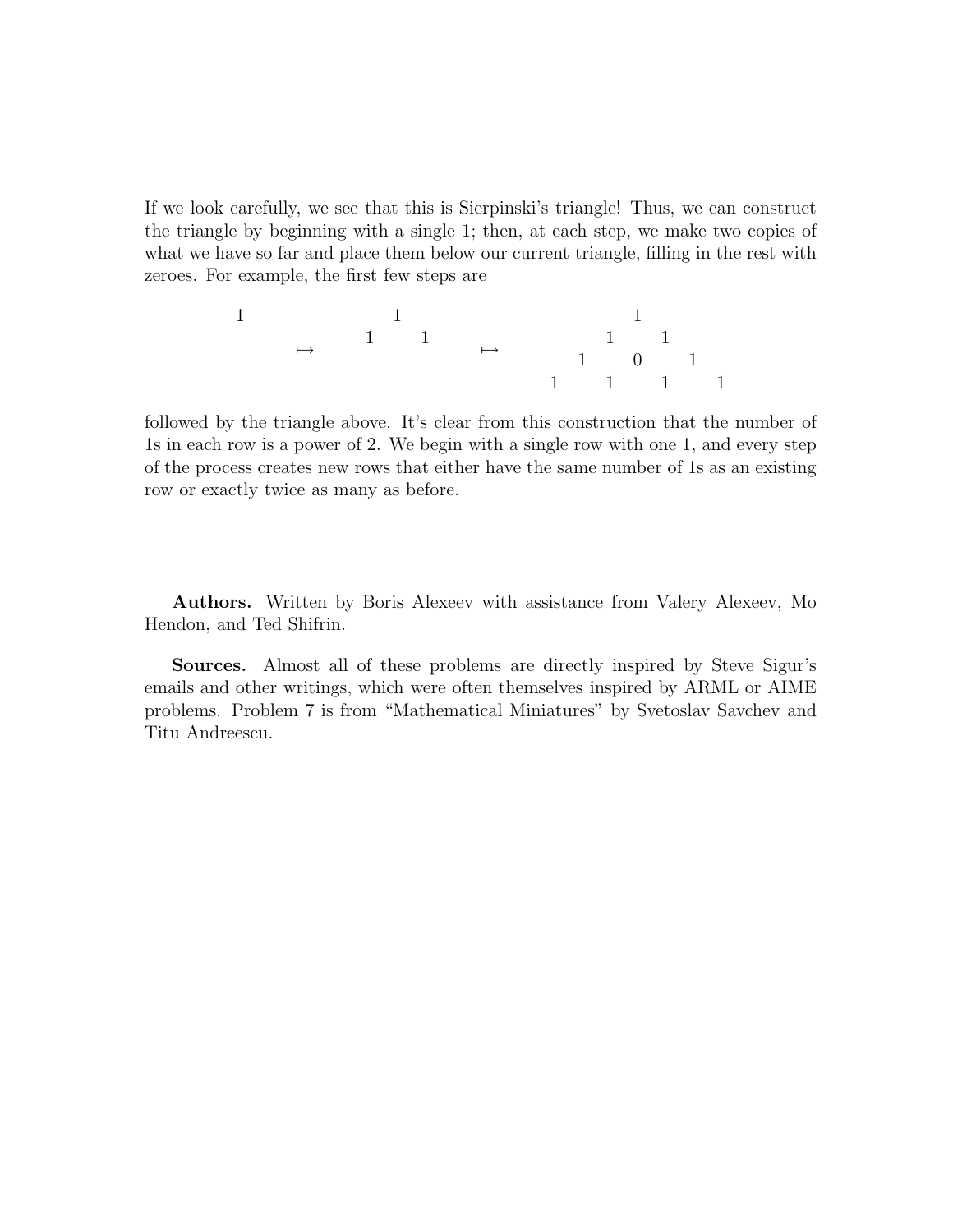If we look carefully, we see that this is Sierpinski's triangle! Thus, we can construct the triangle by beginning with a single 1; then, at each step, we make two copies of what we have so far and place them below our current triangle, filling in the rest with zeroes. For example, the first few steps are

$$
\begin{array}{c}1\end{array}
\quad\mapsto\quad
\begin{array}{ccc} & 1 & \\ 1 & & 1\end{array}
\quad\mapsto\quad
\begin{array}{ccccccc} & & & 1 & & & \\ & & 1 & & 1 & & \\ & 1 & & 0 & & 1 & \\ 1 & & 1 & & 1 & & 1\end{array}
$$

followed by the triangle above. It's clear from this construction that the number of 1s in each row is a power of 2. We begin with a single row with one 1, and every step of the process creates new rows that either have the same number of 1s as an existing row or exactly twice as many as before.

**Authors.** Written by Boris Alexeev with assistance from Valery Alexeev, Mo Hendon, and Ted Shifrin.

**Sources.** Almost all of these problems are directly inspired by Steve Sigur's emails and other writings, which were often themselves inspired by ARML or AIME problems. Problem 7 is from "Mathematical Miniatures" by Svetoslav Savchev and Titu Andreescu.